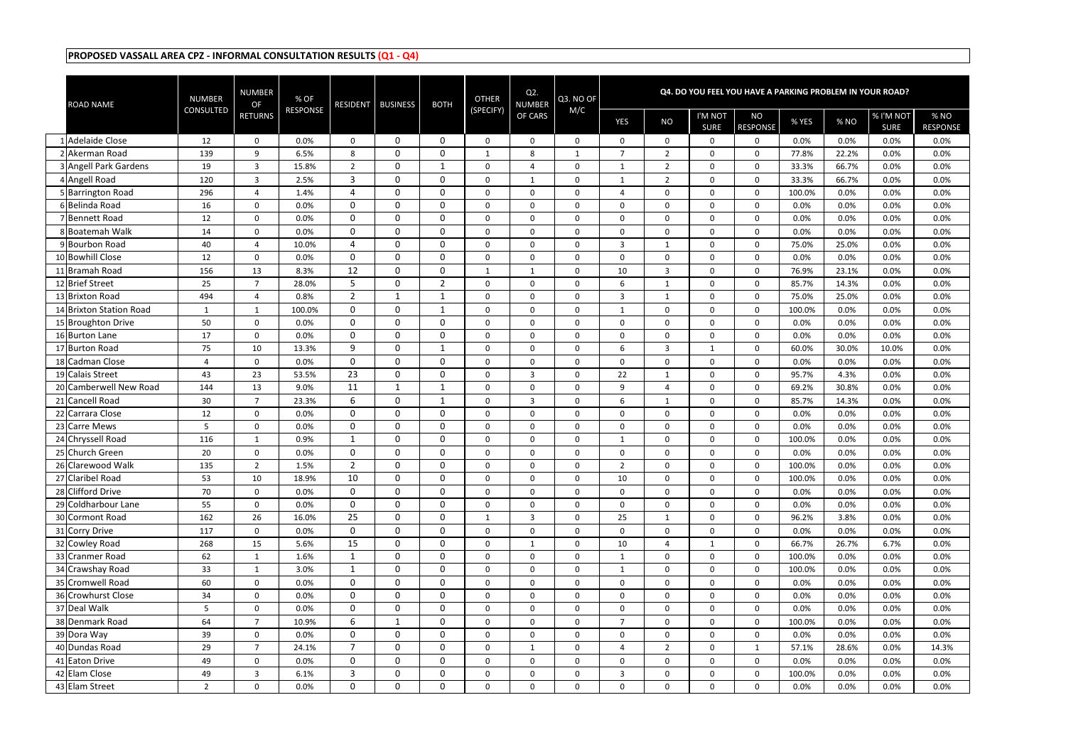**PROPOSED VASSALL AREA CPZ - INFORMAL CONSULTATION RESULTS (Q1 - Q4)**

| | ROAD NAME | NUMBER CONSULTED | NUMBER OF RETURNS | % OF RESPONSE | RESIDENT | BUSINESS | BOTH | OTHER (SPECIFY) | Q2. NUMBER OF CARS | Q3. NO OF M/C | Q4. DO YOU FEEL YOU HAVE A PARKING PROBLEM IN YOUR ROAD? | | | | | | | |
|---|---|---|---|---|---|---|---|---|---|---|---|---|---|---|---|---|---|---|
| | | | | | | | | | | | YES | NO | I'M NOT SURE | NO RESPONSE | % YES | % NO | % I'M NOT SURE | % NO RESPONSE |
| 1 | Adelaide Close | 12 | 0 | 0.0% | 0 | 0 | 0 | 0 | 0 | 0 | 0 | 0 | 0 | 0 | 0.0% | 0.0% | 0.0% | 0.0% |
| 2 | Akerman Road | 139 | 9 | 6.5% | 8 | 0 | 0 | 1 | 8 | 1 | 7 | 2 | 0 | 0 | 77.8% | 22.2% | 0.0% | 0.0% |
| 3 | Angell Park Gardens | 19 | 3 | 15.8% | 2 | 0 | 1 | 0 | 4 | 0 | 1 | 2 | 0 | 0 | 33.3% | 66.7% | 0.0% | 0.0% |
| 4 | Angell Road | 120 | 3 | 2.5% | 3 | 0 | 0 | 0 | 1 | 0 | 1 | 2 | 0 | 0 | 33.3% | 66.7% | 0.0% | 0.0% |
| 5 | Barrington Road | 296 | 4 | 1.4% | 4 | 0 | 0 | 0 | 0 | 0 | 4 | 0 | 0 | 0 | 100.0% | 0.0% | 0.0% | 0.0% |
| 6 | Belinda Road | 16 | 0 | 0.0% | 0 | 0 | 0 | 0 | 0 | 0 | 0 | 0 | 0 | 0 | 0.0% | 0.0% | 0.0% | 0.0% |
| 7 | Bennett Road | 12 | 0 | 0.0% | 0 | 0 | 0 | 0 | 0 | 0 | 0 | 0 | 0 | 0 | 0.0% | 0.0% | 0.0% | 0.0% |
| 8 | Boatemah Walk | 14 | 0 | 0.0% | 0 | 0 | 0 | 0 | 0 | 0 | 0 | 0 | 0 | 0 | 0.0% | 0.0% | 0.0% | 0.0% |
| 9 | Bourbon Road | 40 | 4 | 10.0% | 4 | 0 | 0 | 0 | 0 | 0 | 3 | 1 | 0 | 0 | 75.0% | 25.0% | 0.0% | 0.0% |
| 10 | Bowhill Close | 12 | 0 | 0.0% | 0 | 0 | 0 | 0 | 0 | 0 | 0 | 0 | 0 | 0 | 0.0% | 0.0% | 0.0% | 0.0% |
| 11 | Bramah Road | 156 | 13 | 8.3% | 12 | 0 | 0 | 1 | 1 | 0 | 10 | 3 | 0 | 0 | 76.9% | 23.1% | 0.0% | 0.0% |
| 12 | Brief Street | 25 | 7 | 28.0% | 5 | 0 | 2 | 0 | 0 | 0 | 6 | 1 | 0 | 0 | 85.7% | 14.3% | 0.0% | 0.0% |
| 13 | Brixton Road | 494 | 4 | 0.8% | 2 | 1 | 1 | 0 | 0 | 0 | 3 | 1 | 0 | 0 | 75.0% | 25.0% | 0.0% | 0.0% |
| 14 | Brixton Station Road | 1 | 1 | 100.0% | 0 | 0 | 1 | 0 | 0 | 0 | 1 | 0 | 0 | 0 | 100.0% | 0.0% | 0.0% | 0.0% |
| 15 | Broughton Drive | 50 | 0 | 0.0% | 0 | 0 | 0 | 0 | 0 | 0 | 0 | 0 | 0 | 0 | 0.0% | 0.0% | 0.0% | 0.0% |
| 16 | Burton Lane | 17 | 0 | 0.0% | 0 | 0 | 0 | 0 | 0 | 0 | 0 | 0 | 0 | 0 | 0.0% | 0.0% | 0.0% | 0.0% |
| 17 | Burton Road | 75 | 10 | 13.3% | 9 | 0 | 1 | 0 | 0 | 0 | 6 | 3 | 1 | 0 | 60.0% | 30.0% | 10.0% | 0.0% |
| 18 | Cadman Close | 4 | 0 | 0.0% | 0 | 0 | 0 | 0 | 0 | 0 | 0 | 0 | 0 | 0 | 0.0% | 0.0% | 0.0% | 0.0% |
| 19 | Calais Street | 43 | 23 | 53.5% | 23 | 0 | 0 | 0 | 3 | 0 | 22 | 1 | 0 | 0 | 95.7% | 4.3% | 0.0% | 0.0% |
| 20 | Camberwell New Road | 144 | 13 | 9.0% | 11 | 1 | 1 | 0 | 0 | 0 | 9 | 4 | 0 | 0 | 69.2% | 30.8% | 0.0% | 0.0% |
| 21 | Cancell Road | 30 | 7 | 23.3% | 6 | 0 | 1 | 0 | 3 | 0 | 6 | 1 | 0 | 0 | 85.7% | 14.3% | 0.0% | 0.0% |
| 22 | Carrara Close | 12 | 0 | 0.0% | 0 | 0 | 0 | 0 | 0 | 0 | 0 | 0 | 0 | 0 | 0.0% | 0.0% | 0.0% | 0.0% |
| 23 | Carre Mews | 5 | 0 | 0.0% | 0 | 0 | 0 | 0 | 0 | 0 | 0 | 0 | 0 | 0 | 0.0% | 0.0% | 0.0% | 0.0% |
| 24 | Chryssell Road | 116 | 1 | 0.9% | 1 | 0 | 0 | 0 | 0 | 0 | 1 | 0 | 0 | 0 | 100.0% | 0.0% | 0.0% | 0.0% |
| 25 | Church Green | 20 | 0 | 0.0% | 0 | 0 | 0 | 0 | 0 | 0 | 0 | 0 | 0 | 0 | 0.0% | 0.0% | 0.0% | 0.0% |
| 26 | Clarewood Walk | 135 | 2 | 1.5% | 2 | 0 | 0 | 0 | 0 | 0 | 2 | 0 | 0 | 0 | 100.0% | 0.0% | 0.0% | 0.0% |
| 27 | Claribel Road | 53 | 10 | 18.9% | 10 | 0 | 0 | 0 | 0 | 0 | 10 | 0 | 0 | 0 | 100.0% | 0.0% | 0.0% | 0.0% |
| 28 | Clifford Drive | 70 | 0 | 0.0% | 0 | 0 | 0 | 0 | 0 | 0 | 0 | 0 | 0 | 0 | 0.0% | 0.0% | 0.0% | 0.0% |
| 29 | Coldharbour Lane | 55 | 0 | 0.0% | 0 | 0 | 0 | 0 | 0 | 0 | 0 | 0 | 0 | 0 | 0.0% | 0.0% | 0.0% | 0.0% |
| 30 | Cormont Road | 162 | 26 | 16.0% | 25 | 0 | 0 | 1 | 3 | 0 | 25 | 1 | 0 | 0 | 96.2% | 3.8% | 0.0% | 0.0% |
| 31 | Corry Drive | 117 | 0 | 0.0% | 0 | 0 | 0 | 0 | 0 | 0 | 0 | 0 | 0 | 0 | 0.0% | 0.0% | 0.0% | 0.0% |
| 32 | Cowley Road | 268 | 15 | 5.6% | 15 | 0 | 0 | 0 | 1 | 0 | 10 | 4 | 1 | 0 | 66.7% | 26.7% | 6.7% | 0.0% |
| 33 | Cranmer Road | 62 | 1 | 1.6% | 1 | 0 | 0 | 0 | 0 | 0 | 1 | 0 | 0 | 0 | 100.0% | 0.0% | 0.0% | 0.0% |
| 34 | Crawshay Road | 33 | 1 | 3.0% | 1 | 0 | 0 | 0 | 0 | 0 | 1 | 0 | 0 | 0 | 100.0% | 0.0% | 0.0% | 0.0% |
| 35 | Cromwell Road | 60 | 0 | 0.0% | 0 | 0 | 0 | 0 | 0 | 0 | 0 | 0 | 0 | 0 | 0.0% | 0.0% | 0.0% | 0.0% |
| 36 | Crowhurst Close | 34 | 0 | 0.0% | 0 | 0 | 0 | 0 | 0 | 0 | 0 | 0 | 0 | 0 | 0.0% | 0.0% | 0.0% | 0.0% |
| 37 | Deal Walk | 5 | 0 | 0.0% | 0 | 0 | 0 | 0 | 0 | 0 | 0 | 0 | 0 | 0 | 0.0% | 0.0% | 0.0% | 0.0% |
| 38 | Denmark Road | 64 | 7 | 10.9% | 6 | 1 | 0 | 0 | 0 | 0 | 7 | 0 | 0 | 0 | 100.0% | 0.0% | 0.0% | 0.0% |
| 39 | Dora Way | 39 | 0 | 0.0% | 0 | 0 | 0 | 0 | 0 | 0 | 0 | 0 | 0 | 0 | 0.0% | 0.0% | 0.0% | 0.0% |
| 40 | Dundas Road | 29 | 7 | 24.1% | 7 | 0 | 0 | 0 | 1 | 0 | 4 | 2 | 0 | 1 | 57.1% | 28.6% | 0.0% | 14.3% |
| 41 | Eaton Drive | 49 | 0 | 0.0% | 0 | 0 | 0 | 0 | 0 | 0 | 0 | 0 | 0 | 0 | 0.0% | 0.0% | 0.0% | 0.0% |
| 42 | Elam Close | 49 | 3 | 6.1% | 3 | 0 | 0 | 0 | 0 | 0 | 3 | 0 | 0 | 0 | 100.0% | 0.0% | 0.0% | 0.0% |
| 43 | Elam Street | 2 | 0 | 0.0% | 0 | 0 | 0 | 0 | 0 | 0 | 0 | 0 | 0 | 0 | 0.0% | 0.0% | 0.0% | 0.0% |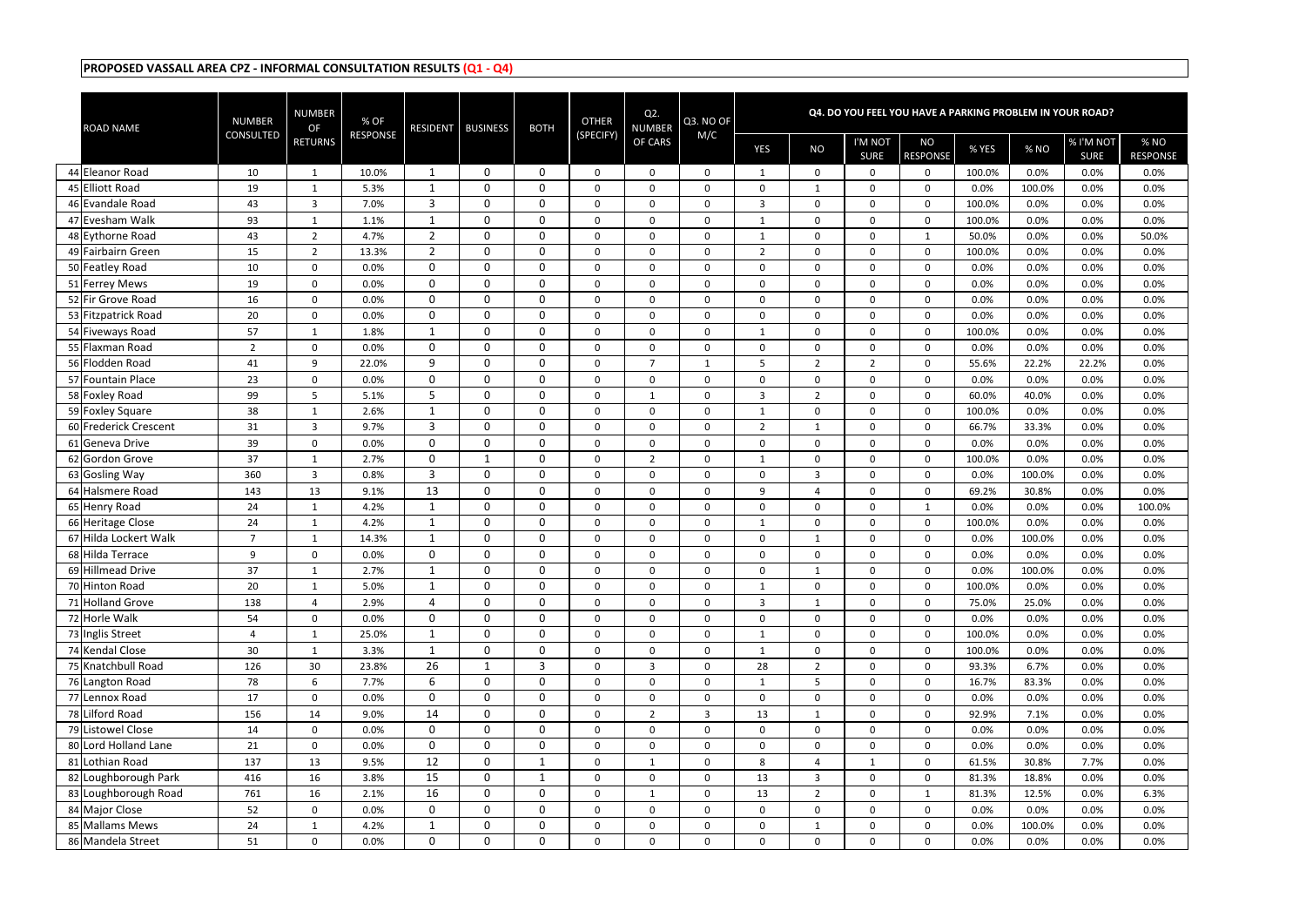**PROPOSED VASSALL AREA CPZ - INFORMAL CONSULTATION RESULTS (Q1 - Q4)**

| | ROAD NAME | NUMBER CONSULTED | NUMBER OF RETURNS | % OF RESPONSE | RESIDENT | BUSINESS | BOTH | OTHER (SPECIFY) | Q2. NUMBER OF CARS | Q3. NO OF M/C | Q4. DO YOU FEEL YOU HAVE A PARKING PROBLEM IN YOUR ROAD? | | | | | | | |
|---|---|---|---|---|---|---|---|---|---|---|---|---|---|---|---|---|---|---|
| | | | | | | | | | | | YES | NO | I'M NOT SURE | NO RESPONSE | % YES | % NO | % I'M NOT SURE | % NO RESPONSE |
| 44 | Eleanor Road | 10 | 1 | 10.0% | 1 | 0 | 0 | 0 | 0 | 0 | 1 | 0 | 0 | 0 | 100.0% | 0.0% | 0.0% | 0.0% |
| 45 | Elliott Road | 19 | 1 | 5.3% | 1 | 0 | 0 | 0 | 0 | 0 | 0 | 1 | 0 | 0 | 0.0% | 100.0% | 0.0% | 0.0% |
| 46 | Evandale Road | 43 | 3 | 7.0% | 3 | 0 | 0 | 0 | 0 | 0 | 3 | 0 | 0 | 0 | 100.0% | 0.0% | 0.0% | 0.0% |
| 47 | Evesham Walk | 93 | 1 | 1.1% | 1 | 0 | 0 | 0 | 0 | 0 | 1 | 0 | 0 | 0 | 100.0% | 0.0% | 0.0% | 0.0% |
| 48 | Eythorne Road | 43 | 2 | 4.7% | 2 | 0 | 0 | 0 | 0 | 0 | 1 | 0 | 0 | 1 | 50.0% | 0.0% | 0.0% | 50.0% |
| 49 | Fairbairn Green | 15 | 2 | 13.3% | 2 | 0 | 0 | 0 | 0 | 0 | 2 | 0 | 0 | 0 | 100.0% | 0.0% | 0.0% | 0.0% |
| 50 | Featley Road | 10 | 0 | 0.0% | 0 | 0 | 0 | 0 | 0 | 0 | 0 | 0 | 0 | 0 | 0.0% | 0.0% | 0.0% | 0.0% |
| 51 | Ferrey Mews | 19 | 0 | 0.0% | 0 | 0 | 0 | 0 | 0 | 0 | 0 | 0 | 0 | 0 | 0.0% | 0.0% | 0.0% | 0.0% |
| 52 | Fir Grove Road | 16 | 0 | 0.0% | 0 | 0 | 0 | 0 | 0 | 0 | 0 | 0 | 0 | 0 | 0.0% | 0.0% | 0.0% | 0.0% |
| 53 | Fitzpatrick Road | 20 | 0 | 0.0% | 0 | 0 | 0 | 0 | 0 | 0 | 0 | 0 | 0 | 0 | 0.0% | 0.0% | 0.0% | 0.0% |
| 54 | Fiveways Road | 57 | 1 | 1.8% | 1 | 0 | 0 | 0 | 0 | 0 | 1 | 0 | 0 | 0 | 100.0% | 0.0% | 0.0% | 0.0% |
| 55 | Flaxman Road | 2 | 0 | 0.0% | 0 | 0 | 0 | 0 | 0 | 0 | 0 | 0 | 0 | 0 | 0.0% | 0.0% | 0.0% | 0.0% |
| 56 | Flodden Road | 41 | 9 | 22.0% | 9 | 0 | 0 | 0 | 7 | 1 | 5 | 2 | 2 | 0 | 55.6% | 22.2% | 22.2% | 0.0% |
| 57 | Fountain Place | 23 | 0 | 0.0% | 0 | 0 | 0 | 0 | 0 | 0 | 0 | 0 | 0 | 0 | 0.0% | 0.0% | 0.0% | 0.0% |
| 58 | Foxley Road | 99 | 5 | 5.1% | 5 | 0 | 0 | 0 | 1 | 0 | 3 | 2 | 0 | 0 | 60.0% | 40.0% | 0.0% | 0.0% |
| 59 | Foxley Square | 38 | 1 | 2.6% | 1 | 0 | 0 | 0 | 0 | 0 | 1 | 0 | 0 | 0 | 100.0% | 0.0% | 0.0% | 0.0% |
| 60 | Frederick Crescent | 31 | 3 | 9.7% | 3 | 0 | 0 | 0 | 0 | 0 | 2 | 1 | 0 | 0 | 66.7% | 33.3% | 0.0% | 0.0% |
| 61 | Geneva Drive | 39 | 0 | 0.0% | 0 | 0 | 0 | 0 | 0 | 0 | 0 | 0 | 0 | 0 | 0.0% | 0.0% | 0.0% | 0.0% |
| 62 | Gordon Grove | 37 | 1 | 2.7% | 0 | 1 | 0 | 0 | 2 | 0 | 1 | 0 | 0 | 0 | 100.0% | 0.0% | 0.0% | 0.0% |
| 63 | Gosling Way | 360 | 3 | 0.8% | 3 | 0 | 0 | 0 | 0 | 0 | 0 | 3 | 0 | 0 | 0.0% | 100.0% | 0.0% | 0.0% |
| 64 | Halsmere Road | 143 | 13 | 9.1% | 13 | 0 | 0 | 0 | 0 | 0 | 9 | 4 | 0 | 0 | 69.2% | 30.8% | 0.0% | 0.0% |
| 65 | Henry Road | 24 | 1 | 4.2% | 1 | 0 | 0 | 0 | 0 | 0 | 0 | 0 | 0 | 1 | 0.0% | 0.0% | 0.0% | 100.0% |
| 66 | Heritage Close | 24 | 1 | 4.2% | 1 | 0 | 0 | 0 | 0 | 0 | 1 | 0 | 0 | 0 | 100.0% | 0.0% | 0.0% | 0.0% |
| 67 | Hilda Lockert Walk | 7 | 1 | 14.3% | 1 | 0 | 0 | 0 | 0 | 0 | 0 | 1 | 0 | 0 | 0.0% | 100.0% | 0.0% | 0.0% |
| 68 | Hilda Terrace | 9 | 0 | 0.0% | 0 | 0 | 0 | 0 | 0 | 0 | 0 | 0 | 0 | 0 | 0.0% | 0.0% | 0.0% | 0.0% |
| 69 | Hillmead Drive | 37 | 1 | 2.7% | 1 | 0 | 0 | 0 | 0 | 0 | 0 | 1 | 0 | 0 | 0.0% | 100.0% | 0.0% | 0.0% |
| 70 | Hinton Road | 20 | 1 | 5.0% | 1 | 0 | 0 | 0 | 0 | 0 | 1 | 0 | 0 | 0 | 100.0% | 0.0% | 0.0% | 0.0% |
| 71 | Holland Grove | 138 | 4 | 2.9% | 4 | 0 | 0 | 0 | 0 | 0 | 3 | 1 | 0 | 0 | 75.0% | 25.0% | 0.0% | 0.0% |
| 72 | Horle Walk | 54 | 0 | 0.0% | 0 | 0 | 0 | 0 | 0 | 0 | 0 | 0 | 0 | 0 | 0.0% | 0.0% | 0.0% | 0.0% |
| 73 | Inglis Street | 4 | 1 | 25.0% | 1 | 0 | 0 | 0 | 0 | 0 | 1 | 0 | 0 | 0 | 100.0% | 0.0% | 0.0% | 0.0% |
| 74 | Kendal Close | 30 | 1 | 3.3% | 1 | 0 | 0 | 0 | 0 | 0 | 1 | 0 | 0 | 0 | 100.0% | 0.0% | 0.0% | 0.0% |
| 75 | Knatchbull Road | 126 | 30 | 23.8% | 26 | 1 | 3 | 0 | 3 | 0 | 28 | 2 | 0 | 0 | 93.3% | 6.7% | 0.0% | 0.0% |
| 76 | Langton Road | 78 | 6 | 7.7% | 6 | 0 | 0 | 0 | 0 | 0 | 1 | 5 | 0 | 0 | 16.7% | 83.3% | 0.0% | 0.0% |
| 77 | Lennox Road | 17 | 0 | 0.0% | 0 | 0 | 0 | 0 | 0 | 0 | 0 | 0 | 0 | 0 | 0.0% | 0.0% | 0.0% | 0.0% |
| 78 | Lilford Road | 156 | 14 | 9.0% | 14 | 0 | 0 | 0 | 2 | 3 | 13 | 1 | 0 | 0 | 92.9% | 7.1% | 0.0% | 0.0% |
| 79 | Listowel Close | 14 | 0 | 0.0% | 0 | 0 | 0 | 0 | 0 | 0 | 0 | 0 | 0 | 0 | 0.0% | 0.0% | 0.0% | 0.0% |
| 80 | Lord Holland Lane | 21 | 0 | 0.0% | 0 | 0 | 0 | 0 | 0 | 0 | 0 | 0 | 0 | 0 | 0.0% | 0.0% | 0.0% | 0.0% |
| 81 | Lothian Road | 137 | 13 | 9.5% | 12 | 0 | 1 | 0 | 1 | 0 | 8 | 4 | 1 | 0 | 61.5% | 30.8% | 7.7% | 0.0% |
| 82 | Loughborough Park | 416 | 16 | 3.8% | 15 | 0 | 1 | 0 | 0 | 0 | 13 | 3 | 0 | 0 | 81.3% | 18.8% | 0.0% | 0.0% |
| 83 | Loughborough Road | 761 | 16 | 2.1% | 16 | 0 | 0 | 0 | 1 | 0 | 13 | 2 | 0 | 1 | 81.3% | 12.5% | 0.0% | 6.3% |
| 84 | Major Close | 52 | 0 | 0.0% | 0 | 0 | 0 | 0 | 0 | 0 | 0 | 0 | 0 | 0 | 0.0% | 0.0% | 0.0% | 0.0% |
| 85 | Mallams Mews | 24 | 1 | 4.2% | 1 | 0 | 0 | 0 | 0 | 0 | 0 | 1 | 0 | 0 | 0.0% | 100.0% | 0.0% | 0.0% |
| 86 | Mandela Street | 51 | 0 | 0.0% | 0 | 0 | 0 | 0 | 0 | 0 | 0 | 0 | 0 | 0 | 0.0% | 0.0% | 0.0% | 0.0% |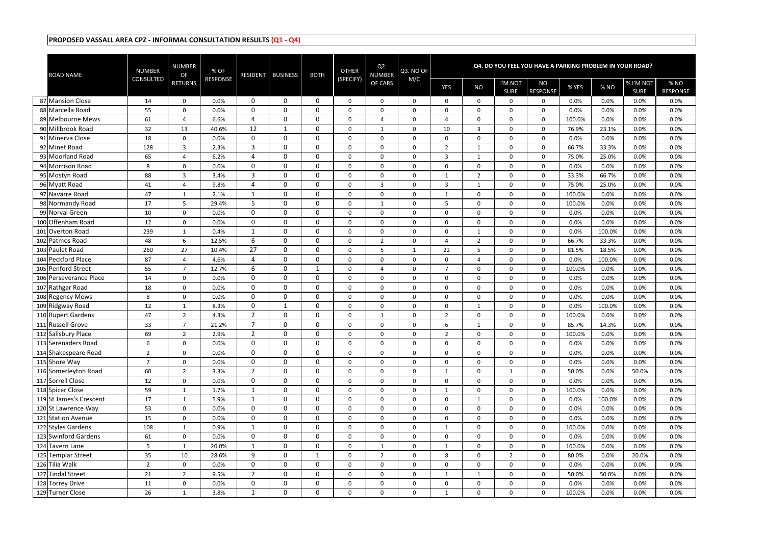**PROPOSED VASSALL AREA CPZ - INFORMAL CONSULTATION RESULTS (Q1 - Q4)**

| | ROAD NAME | NUMBER CONSULTED | NUMBER OF RETURNS | % OF RESPONSE | RESIDENT | BUSINESS | BOTH | OTHER (SPECIFY) | Q2. NUMBER OF CARS | Q3. NO OF M/C | Q4. DO YOU FEEL YOU HAVE A PARKING PROBLEM IN YOUR ROAD? | | | | | | | |
|---|---|---|---|---|---|---|---|---|---|---|---|---|---|---|---|---|---|---|
| | | | | | | | | | | | YES | NO | I'M NOT SURE | NO RESPONSE | % YES | % NO | % I'M NOT SURE | % NO RESPONSE |
| 87 | Mansion Close | 14 | 0 | 0.0% | 0 | 0 | 0 | 0 | 0 | 0 | 0 | 0 | 0 | 0 | 0.0% | 0.0% | 0.0% | 0.0% |
| 88 | Marcella Road | 55 | 0 | 0.0% | 0 | 0 | 0 | 0 | 0 | 0 | 0 | 0 | 0 | 0 | 0.0% | 0.0% | 0.0% | 0.0% |
| 89 | Melbourne Mews | 61 | 4 | 6.6% | 4 | 0 | 0 | 0 | 4 | 0 | 4 | 0 | 0 | 0 | 100.0% | 0.0% | 0.0% | 0.0% |
| 90 | Millbrook Road | 32 | 13 | 40.6% | 12 | 1 | 0 | 0 | 1 | 0 | 10 | 3 | 0 | 0 | 76.9% | 23.1% | 0.0% | 0.0% |
| 91 | Minerva Close | 18 | 0 | 0.0% | 0 | 0 | 0 | 0 | 0 | 0 | 0 | 0 | 0 | 0 | 0.0% | 0.0% | 0.0% | 0.0% |
| 92 | Minet Road | 128 | 3 | 2.3% | 3 | 0 | 0 | 0 | 0 | 0 | 2 | 1 | 0 | 0 | 66.7% | 33.3% | 0.0% | 0.0% |
| 93 | Moorland Road | 65 | 4 | 6.2% | 4 | 0 | 0 | 0 | 0 | 0 | 3 | 1 | 0 | 0 | 75.0% | 25.0% | 0.0% | 0.0% |
| 94 | Morrison Road | 8 | 0 | 0.0% | 0 | 0 | 0 | 0 | 0 | 0 | 0 | 0 | 0 | 0 | 0.0% | 0.0% | 0.0% | 0.0% |
| 95 | Mostyn Road | 88 | 3 | 3.4% | 3 | 0 | 0 | 0 | 0 | 0 | 1 | 2 | 0 | 0 | 33.3% | 66.7% | 0.0% | 0.0% |
| 96 | Myatt Road | 41 | 4 | 9.8% | 4 | 0 | 0 | 0 | 3 | 0 | 3 | 1 | 0 | 0 | 75.0% | 25.0% | 0.0% | 0.0% |
| 97 | Navarre Road | 47 | 1 | 2.1% | 1 | 0 | 0 | 0 | 0 | 0 | 1 | 0 | 0 | 0 | 100.0% | 0.0% | 0.0% | 0.0% |
| 98 | Normandy Road | 17 | 5 | 29.4% | 5 | 0 | 0 | 0 | 1 | 0 | 5 | 0 | 0 | 0 | 100.0% | 0.0% | 0.0% | 0.0% |
| 99 | Norval Green | 10 | 0 | 0.0% | 0 | 0 | 0 | 0 | 0 | 0 | 0 | 0 | 0 | 0 | 0.0% | 0.0% | 0.0% | 0.0% |
| 100 | Offenham Road | 12 | 0 | 0.0% | 0 | 0 | 0 | 0 | 0 | 0 | 0 | 0 | 0 | 0 | 0.0% | 0.0% | 0.0% | 0.0% |
| 101 | Overton Road | 239 | 1 | 0.4% | 1 | 0 | 0 | 0 | 0 | 0 | 0 | 1 | 0 | 0 | 0.0% | 100.0% | 0.0% | 0.0% |
| 102 | Patmos Road | 48 | 6 | 12.5% | 6 | 0 | 0 | 0 | 2 | 0 | 4 | 2 | 0 | 0 | 66.7% | 33.3% | 0.0% | 0.0% |
| 103 | Paulet Road | 260 | 27 | 10.4% | 27 | 0 | 0 | 0 | 5 | 1 | 22 | 5 | 0 | 0 | 81.5% | 18.5% | 0.0% | 0.0% |
| 104 | Peckford Place | 87 | 4 | 4.6% | 4 | 0 | 0 | 0 | 0 | 0 | 0 | 4 | 0 | 0 | 0.0% | 100.0% | 0.0% | 0.0% |
| 105 | Penford Street | 55 | 7 | 12.7% | 6 | 0 | 1 | 0 | 4 | 0 | 7 | 0 | 0 | 0 | 100.0% | 0.0% | 0.0% | 0.0% |
| 106 | Perseverance Place | 14 | 0 | 0.0% | 0 | 0 | 0 | 0 | 0 | 0 | 0 | 0 | 0 | 0 | 0.0% | 0.0% | 0.0% | 0.0% |
| 107 | Rathgar Road | 18 | 0 | 0.0% | 0 | 0 | 0 | 0 | 0 | 0 | 0 | 0 | 0 | 0 | 0.0% | 0.0% | 0.0% | 0.0% |
| 108 | Regency Mews | 8 | 0 | 0.0% | 0 | 0 | 0 | 0 | 0 | 0 | 0 | 0 | 0 | 0 | 0.0% | 0.0% | 0.0% | 0.0% |
| 109 | Ridgway Road | 12 | 1 | 8.3% | 0 | 1 | 0 | 0 | 0 | 0 | 0 | 1 | 0 | 0 | 0.0% | 100.0% | 0.0% | 0.0% |
| 110 | Rupert Gardens | 47 | 2 | 4.3% | 2 | 0 | 0 | 0 | 1 | 0 | 2 | 0 | 0 | 0 | 100.0% | 0.0% | 0.0% | 0.0% |
| 111 | Russell Grove | 33 | 7 | 21.2% | 7 | 0 | 0 | 0 | 0 | 0 | 6 | 1 | 0 | 0 | 85.7% | 14.3% | 0.0% | 0.0% |
| 112 | Salisbury Place | 69 | 2 | 2.9% | 2 | 0 | 0 | 0 | 0 | 0 | 2 | 0 | 0 | 0 | 100.0% | 0.0% | 0.0% | 0.0% |
| 113 | Serenaders Road | 6 | 0 | 0.0% | 0 | 0 | 0 | 0 | 0 | 0 | 0 | 0 | 0 | 0 | 0.0% | 0.0% | 0.0% | 0.0% |
| 114 | Shakespeare Road | 2 | 0 | 0.0% | 0 | 0 | 0 | 0 | 0 | 0 | 0 | 0 | 0 | 0 | 0.0% | 0.0% | 0.0% | 0.0% |
| 115 | Shore Way | 7 | 0 | 0.0% | 0 | 0 | 0 | 0 | 0 | 0 | 0 | 0 | 0 | 0 | 0.0% | 0.0% | 0.0% | 0.0% |
| 116 | Somerleyton Road | 60 | 2 | 3.3% | 2 | 0 | 0 | 0 | 0 | 0 | 1 | 0 | 1 | 0 | 50.0% | 0.0% | 50.0% | 0.0% |
| 117 | Sorrell Close | 12 | 0 | 0.0% | 0 | 0 | 0 | 0 | 0 | 0 | 0 | 0 | 0 | 0 | 0.0% | 0.0% | 0.0% | 0.0% |
| 118 | Spicer Close | 59 | 1 | 1.7% | 1 | 0 | 0 | 0 | 0 | 0 | 1 | 0 | 0 | 0 | 100.0% | 0.0% | 0.0% | 0.0% |
| 119 | St James's Crescent | 17 | 1 | 5.9% | 1 | 0 | 0 | 0 | 0 | 0 | 0 | 1 | 0 | 0 | 0.0% | 100.0% | 0.0% | 0.0% |
| 120 | St Lawrence Way | 53 | 0 | 0.0% | 0 | 0 | 0 | 0 | 0 | 0 | 0 | 0 | 0 | 0 | 0.0% | 0.0% | 0.0% | 0.0% |
| 121 | Station Avenue | 15 | 0 | 0.0% | 0 | 0 | 0 | 0 | 0 | 0 | 0 | 0 | 0 | 0 | 0.0% | 0.0% | 0.0% | 0.0% |
| 122 | Styles Gardens | 108 | 1 | 0.9% | 1 | 0 | 0 | 0 | 0 | 0 | 1 | 0 | 0 | 0 | 100.0% | 0.0% | 0.0% | 0.0% |
| 123 | Swinford Gardens | 61 | 0 | 0.0% | 0 | 0 | 0 | 0 | 0 | 0 | 0 | 0 | 0 | 0 | 0.0% | 0.0% | 0.0% | 0.0% |
| 124 | Tavern Lane | 5 | 1 | 20.0% | 1 | 0 | 0 | 0 | 1 | 0 | 1 | 0 | 0 | 0 | 100.0% | 0.0% | 0.0% | 0.0% |
| 125 | Templar Street | 35 | 10 | 28.6% | 9 | 0 | 1 | 0 | 2 | 0 | 8 | 0 | 2 | 0 | 80.0% | 0.0% | 20.0% | 0.0% |
| 126 | Tilia Walk | 2 | 0 | 0.0% | 0 | 0 | 0 | 0 | 0 | 0 | 0 | 0 | 0 | 0 | 0.0% | 0.0% | 0.0% | 0.0% |
| 127 | Tindal Street | 21 | 2 | 9.5% | 2 | 0 | 0 | 0 | 0 | 0 | 1 | 1 | 0 | 0 | 50.0% | 50.0% | 0.0% | 0.0% |
| 128 | Torrey Drive | 11 | 0 | 0.0% | 0 | 0 | 0 | 0 | 0 | 0 | 0 | 0 | 0 | 0 | 0.0% | 0.0% | 0.0% | 0.0% |
| 129 | Turner Close | 26 | 1 | 3.8% | 1 | 0 | 0 | 0 | 0 | 0 | 1 | 0 | 0 | 0 | 100.0% | 0.0% | 0.0% | 0.0% |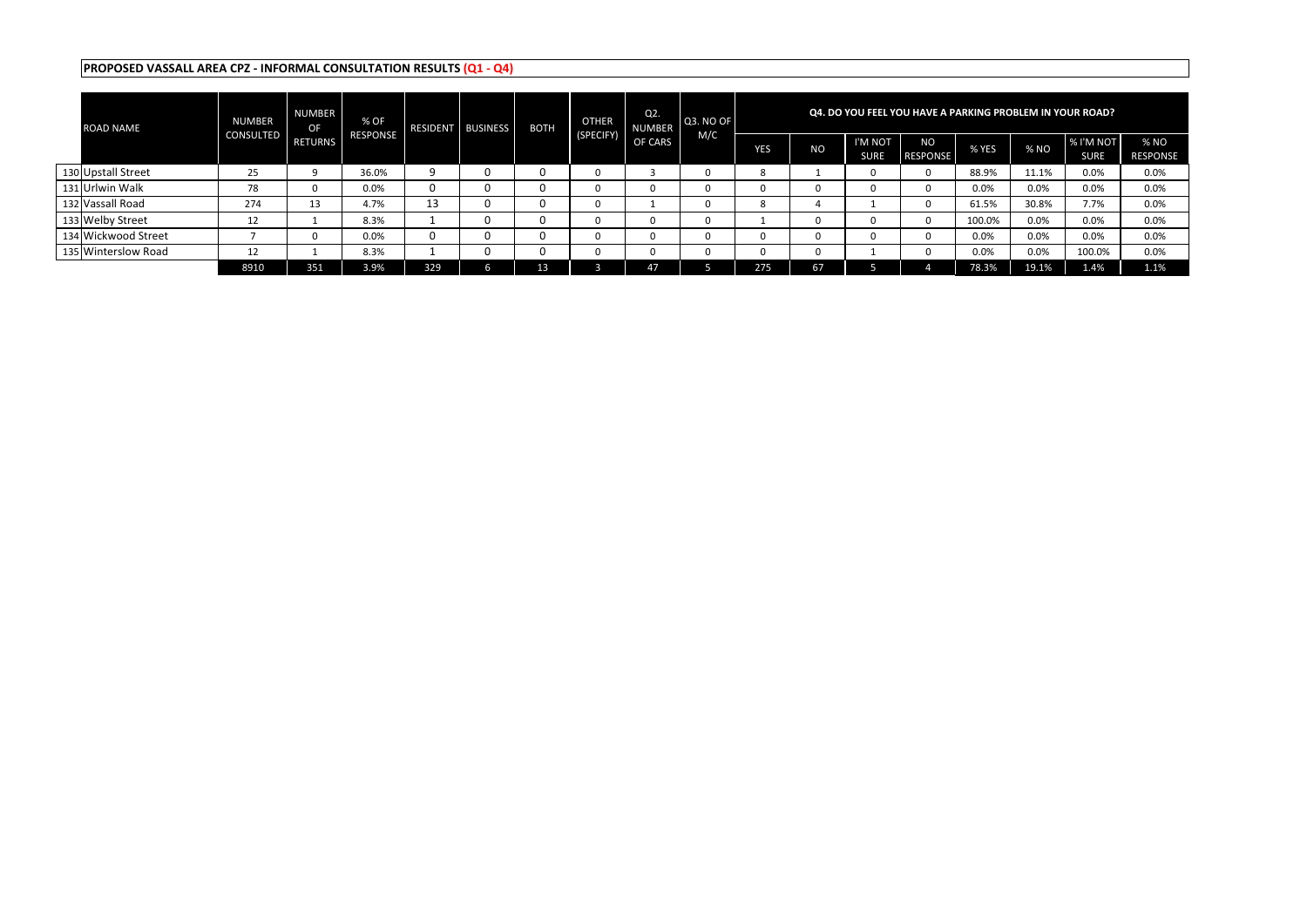**PROPOSED VASSALL AREA CPZ - INFORMAL CONSULTATION RESULTS (Q1 - Q4)**

| | ROAD NAME | NUMBER CONSULTED | NUMBER OF RETURNS | % OF RESPONSE | RESIDENT | BUSINESS | BOTH | OTHER (SPECIFY) | Q2. NUMBER OF CARS | Q3. NO OF M/C | Q4. DO YOU FEEL YOU HAVE A PARKING PROBLEM IN YOUR ROAD? | | | | | | | |
|---|---|---|---|---|---|---|---|---|---|---|---|---|---|---|---|---|---|---|
| | | | | | | | | | | | YES | NO | I'M NOT SURE | NO RESPONSE | % YES | % NO | % I'M NOT SURE | % NO RESPONSE |
| 130 | Upstall Street | 25 | 9 | 36.0% | 9 | 0 | 0 | 0 | 3 | 0 | 8 | 1 | 0 | 0 | 88.9% | 11.1% | 0.0% | 0.0% |
| 131 | Urlwin Walk | 78 | 0 | 0.0% | 0 | 0 | 0 | 0 | 0 | 0 | 0 | 0 | 0 | 0 | 0.0% | 0.0% | 0.0% | 0.0% |
| 132 | Vassall Road | 274 | 13 | 4.7% | 13 | 0 | 0 | 0 | 1 | 0 | 8 | 4 | 1 | 0 | 61.5% | 30.8% | 7.7% | 0.0% |
| 133 | Welby Street | 12 | 1 | 8.3% | 1 | 0 | 0 | 0 | 0 | 0 | 1 | 0 | 0 | 0 | 100.0% | 0.0% | 0.0% | 0.0% |
| 134 | Wickwood Street | 7 | 0 | 0.0% | 0 | 0 | 0 | 0 | 0 | 0 | 0 | 0 | 0 | 0 | 0.0% | 0.0% | 0.0% | 0.0% |
| 135 | Winterslow Road | 12 | 1 | 8.3% | 1 | 0 | 0 | 0 | 0 | 0 | 0 | 0 | 1 | 0 | 0.0% | 0.0% | 100.0% | 0.0% |
| | | 8910 | 351 | 3.9% | 329 | 6 | 13 | 3 | 47 | 5 | 275 | 67 | 5 | 4 | 78.3% | 19.1% | 1.4% | 1.1% |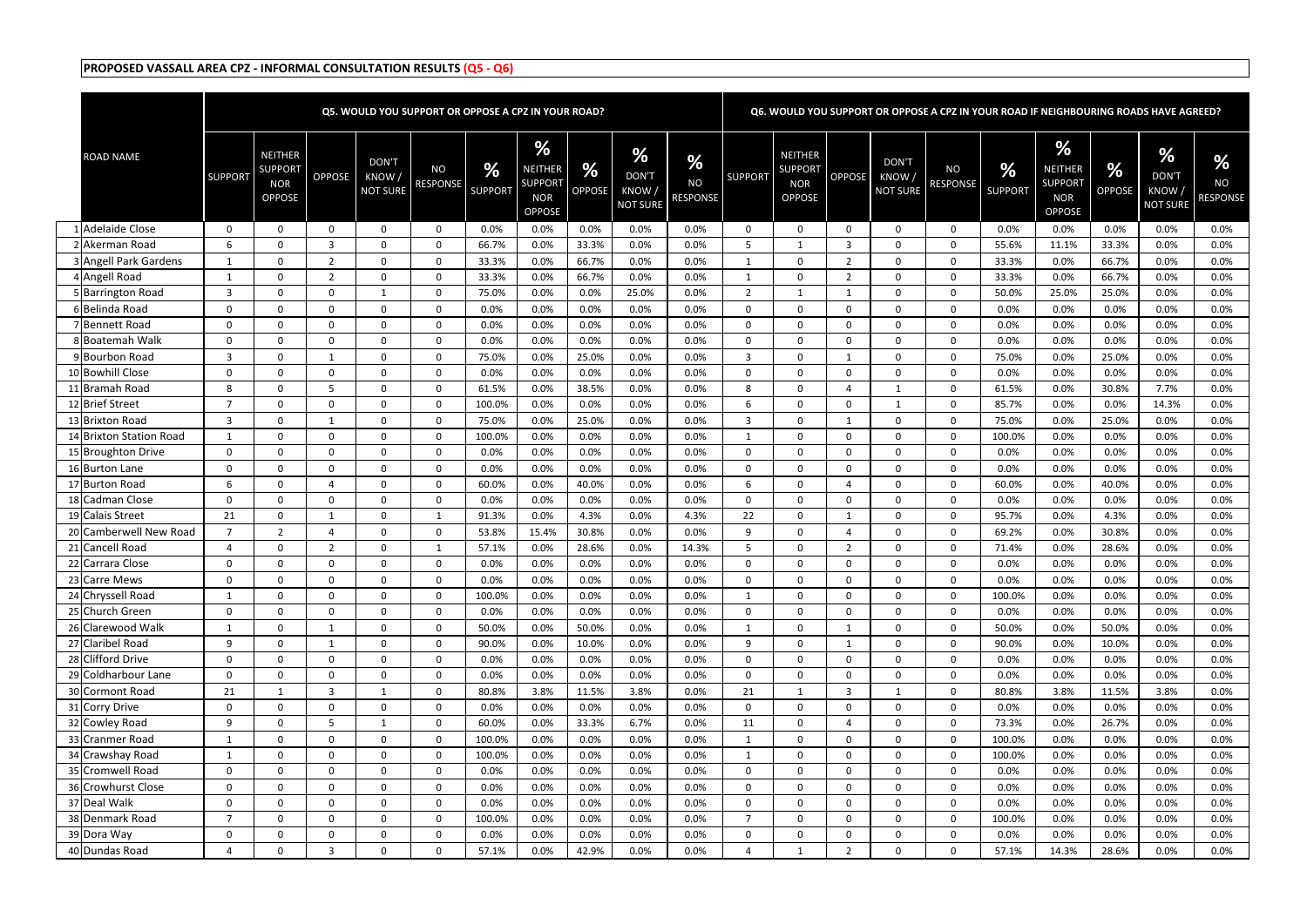## PROPOSED VASSALL AREA CPZ - INFORMAL CONSULTATION RESULTS (Q5 - Q6)

| | ROAD NAME | Q5. WOULD YOU SUPPORT OR OPPOSE A CPZ IN YOUR ROAD? | | | | | | | | | | Q6. WOULD YOU SUPPORT OR OPPOSE A CPZ IN YOUR ROAD IF NEIGHBOURING ROADS HAVE AGREED? | | | | | | | | | |
|---|---|---|---|---|---|---|---|---|---|---|---|---|---|---|---|---|---|---|---|---|---|
| | | SUPPORT | NEITHER SUPPORT NOR OPPOSE | OPPOSE | DON'T KNOW / NOT SURE | NO RESPONSE | % SUPPORT | % NEITHER SUPPORT NOR OPPOSE | % OPPOSE | % DON'T KNOW / NOT SURE | % NO RESPONSE | SUPPORT | NEITHER SUPPORT NOR OPPOSE | OPPOSE | DON'T KNOW / NOT SURE | NO RESPONSE | % SUPPORT | % NEITHER SUPPORT NOR OPPOSE | % OPPOSE | % DON'T KNOW / NOT SURE | % NO RESPONSE |
| 1 | Adelaide Close | 0 | 0 | 0 | 0 | 0 | 0.0% | 0.0% | 0.0% | 0.0% | 0.0% | 0 | 0 | 0 | 0 | 0 | 0.0% | 0.0% | 0.0% | 0.0% | 0.0% |
| 2 | Akerman Road | 6 | 0 | 3 | 0 | 0 | 66.7% | 0.0% | 33.3% | 0.0% | 0.0% | 5 | 1 | 3 | 0 | 0 | 55.6% | 11.1% | 33.3% | 0.0% | 0.0% |
| 3 | Angell Park Gardens | 1 | 0 | 2 | 0 | 0 | 33.3% | 0.0% | 66.7% | 0.0% | 0.0% | 1 | 0 | 2 | 0 | 0 | 33.3% | 0.0% | 66.7% | 0.0% | 0.0% |
| 4 | Angell Road | 1 | 0 | 2 | 0 | 0 | 33.3% | 0.0% | 66.7% | 0.0% | 0.0% | 1 | 0 | 2 | 0 | 0 | 33.3% | 0.0% | 66.7% | 0.0% | 0.0% |
| 5 | Barrington Road | 3 | 0 | 0 | 1 | 0 | 75.0% | 0.0% | 0.0% | 25.0% | 0.0% | 2 | 1 | 1 | 0 | 0 | 50.0% | 25.0% | 25.0% | 0.0% | 0.0% |
| 6 | Belinda Road | 0 | 0 | 0 | 0 | 0 | 0.0% | 0.0% | 0.0% | 0.0% | 0.0% | 0 | 0 | 0 | 0 | 0 | 0.0% | 0.0% | 0.0% | 0.0% | 0.0% |
| 7 | Bennett Road | 0 | 0 | 0 | 0 | 0 | 0.0% | 0.0% | 0.0% | 0.0% | 0.0% | 0 | 0 | 0 | 0 | 0 | 0.0% | 0.0% | 0.0% | 0.0% | 0.0% |
| 8 | Boatemah Walk | 0 | 0 | 0 | 0 | 0 | 0.0% | 0.0% | 0.0% | 0.0% | 0.0% | 0 | 0 | 0 | 0 | 0 | 0.0% | 0.0% | 0.0% | 0.0% | 0.0% |
| 9 | Bourbon Road | 3 | 0 | 1 | 0 | 0 | 75.0% | 0.0% | 25.0% | 0.0% | 0.0% | 3 | 0 | 1 | 0 | 0 | 75.0% | 0.0% | 25.0% | 0.0% | 0.0% |
| 10 | Bowhill Close | 0 | 0 | 0 | 0 | 0 | 0.0% | 0.0% | 0.0% | 0.0% | 0.0% | 0 | 0 | 0 | 0 | 0 | 0.0% | 0.0% | 0.0% | 0.0% | 0.0% |
| 11 | Bramah Road | 8 | 0 | 5 | 0 | 0 | 61.5% | 0.0% | 38.5% | 0.0% | 0.0% | 8 | 0 | 4 | 1 | 0 | 61.5% | 0.0% | 30.8% | 7.7% | 0.0% |
| 12 | Brief Street | 7 | 0 | 0 | 0 | 0 | 100.0% | 0.0% | 0.0% | 0.0% | 0.0% | 6 | 0 | 0 | 1 | 0 | 85.7% | 0.0% | 0.0% | 14.3% | 0.0% |
| 13 | Brixton Road | 3 | 0 | 1 | 0 | 0 | 75.0% | 0.0% | 25.0% | 0.0% | 0.0% | 3 | 0 | 1 | 0 | 0 | 75.0% | 0.0% | 25.0% | 0.0% | 0.0% |
| 14 | Brixton Station Road | 1 | 0 | 0 | 0 | 0 | 100.0% | 0.0% | 0.0% | 0.0% | 0.0% | 1 | 0 | 0 | 0 | 0 | 100.0% | 0.0% | 0.0% | 0.0% | 0.0% |
| 15 | Broughton Drive | 0 | 0 | 0 | 0 | 0 | 0.0% | 0.0% | 0.0% | 0.0% | 0.0% | 0 | 0 | 0 | 0 | 0 | 0.0% | 0.0% | 0.0% | 0.0% | 0.0% |
| 16 | Burton Lane | 0 | 0 | 0 | 0 | 0 | 0.0% | 0.0% | 0.0% | 0.0% | 0.0% | 0 | 0 | 0 | 0 | 0 | 0.0% | 0.0% | 0.0% | 0.0% | 0.0% |
| 17 | Burton Road | 6 | 0 | 4 | 0 | 0 | 60.0% | 0.0% | 40.0% | 0.0% | 0.0% | 6 | 0 | 4 | 0 | 0 | 60.0% | 0.0% | 40.0% | 0.0% | 0.0% |
| 18 | Cadman Close | 0 | 0 | 0 | 0 | 0 | 0.0% | 0.0% | 0.0% | 0.0% | 0.0% | 0 | 0 | 0 | 0 | 0 | 0.0% | 0.0% | 0.0% | 0.0% | 0.0% |
| 19 | Calais Street | 21 | 0 | 1 | 0 | 1 | 91.3% | 0.0% | 4.3% | 0.0% | 4.3% | 22 | 0 | 1 | 0 | 0 | 95.7% | 0.0% | 4.3% | 0.0% | 0.0% |
| 20 | Camberwell New Road | 7 | 2 | 4 | 0 | 0 | 53.8% | 15.4% | 30.8% | 0.0% | 0.0% | 9 | 0 | 4 | 0 | 0 | 69.2% | 0.0% | 30.8% | 0.0% | 0.0% |
| 21 | Cancell Road | 4 | 0 | 2 | 0 | 1 | 57.1% | 0.0% | 28.6% | 0.0% | 14.3% | 5 | 0 | 2 | 0 | 0 | 71.4% | 0.0% | 28.6% | 0.0% | 0.0% |
| 22 | Carrara Close | 0 | 0 | 0 | 0 | 0 | 0.0% | 0.0% | 0.0% | 0.0% | 0.0% | 0 | 0 | 0 | 0 | 0 | 0.0% | 0.0% | 0.0% | 0.0% | 0.0% |
| 23 | Carre Mews | 0 | 0 | 0 | 0 | 0 | 0.0% | 0.0% | 0.0% | 0.0% | 0.0% | 0 | 0 | 0 | 0 | 0 | 0.0% | 0.0% | 0.0% | 0.0% | 0.0% |
| 24 | Chryssell Road | 1 | 0 | 0 | 0 | 0 | 100.0% | 0.0% | 0.0% | 0.0% | 0.0% | 1 | 0 | 0 | 0 | 0 | 100.0% | 0.0% | 0.0% | 0.0% | 0.0% |
| 25 | Church Green | 0 | 0 | 0 | 0 | 0 | 0.0% | 0.0% | 0.0% | 0.0% | 0.0% | 0 | 0 | 0 | 0 | 0 | 0.0% | 0.0% | 0.0% | 0.0% | 0.0% |
| 26 | Clarewood Walk | 1 | 0 | 1 | 0 | 0 | 50.0% | 0.0% | 50.0% | 0.0% | 0.0% | 1 | 0 | 1 | 0 | 0 | 50.0% | 0.0% | 50.0% | 0.0% | 0.0% |
| 27 | Claribel Road | 9 | 0 | 1 | 0 | 0 | 90.0% | 0.0% | 10.0% | 0.0% | 0.0% | 9 | 0 | 1 | 0 | 0 | 90.0% | 0.0% | 10.0% | 0.0% | 0.0% |
| 28 | Clifford Drive | 0 | 0 | 0 | 0 | 0 | 0.0% | 0.0% | 0.0% | 0.0% | 0.0% | 0 | 0 | 0 | 0 | 0 | 0.0% | 0.0% | 0.0% | 0.0% | 0.0% |
| 29 | Coldharbour Lane | 0 | 0 | 0 | 0 | 0 | 0.0% | 0.0% | 0.0% | 0.0% | 0.0% | 0 | 0 | 0 | 0 | 0 | 0.0% | 0.0% | 0.0% | 0.0% | 0.0% |
| 30 | Cormont Road | 21 | 1 | 3 | 1 | 0 | 80.8% | 3.8% | 11.5% | 3.8% | 0.0% | 21 | 1 | 3 | 1 | 0 | 80.8% | 3.8% | 11.5% | 3.8% | 0.0% |
| 31 | Corry Drive | 0 | 0 | 0 | 0 | 0 | 0.0% | 0.0% | 0.0% | 0.0% | 0.0% | 0 | 0 | 0 | 0 | 0 | 0.0% | 0.0% | 0.0% | 0.0% | 0.0% |
| 32 | Cowley Road | 9 | 0 | 5 | 1 | 0 | 60.0% | 0.0% | 33.3% | 6.7% | 0.0% | 11 | 0 | 4 | 0 | 0 | 73.3% | 0.0% | 26.7% | 0.0% | 0.0% |
| 33 | Cranmer Road | 1 | 0 | 0 | 0 | 0 | 100.0% | 0.0% | 0.0% | 0.0% | 0.0% | 1 | 0 | 0 | 0 | 0 | 100.0% | 0.0% | 0.0% | 0.0% | 0.0% |
| 34 | Crawshay Road | 1 | 0 | 0 | 0 | 0 | 100.0% | 0.0% | 0.0% | 0.0% | 0.0% | 1 | 0 | 0 | 0 | 0 | 100.0% | 0.0% | 0.0% | 0.0% | 0.0% |
| 35 | Cromwell Road | 0 | 0 | 0 | 0 | 0 | 0.0% | 0.0% | 0.0% | 0.0% | 0.0% | 0 | 0 | 0 | 0 | 0 | 0.0% | 0.0% | 0.0% | 0.0% | 0.0% |
| 36 | Crowhurst Close | 0 | 0 | 0 | 0 | 0 | 0.0% | 0.0% | 0.0% | 0.0% | 0.0% | 0 | 0 | 0 | 0 | 0 | 0.0% | 0.0% | 0.0% | 0.0% | 0.0% |
| 37 | Deal Walk | 0 | 0 | 0 | 0 | 0 | 0.0% | 0.0% | 0.0% | 0.0% | 0.0% | 0 | 0 | 0 | 0 | 0 | 0.0% | 0.0% | 0.0% | 0.0% | 0.0% |
| 38 | Denmark Road | 7 | 0 | 0 | 0 | 0 | 100.0% | 0.0% | 0.0% | 0.0% | 0.0% | 7 | 0 | 0 | 0 | 0 | 100.0% | 0.0% | 0.0% | 0.0% | 0.0% |
| 39 | Dora Way | 0 | 0 | 0 | 0 | 0 | 0.0% | 0.0% | 0.0% | 0.0% | 0.0% | 0 | 0 | 0 | 0 | 0 | 0.0% | 0.0% | 0.0% | 0.0% | 0.0% |
| 40 | Dundas Road | 4 | 0 | 3 | 0 | 0 | 57.1% | 0.0% | 42.9% | 0.0% | 0.0% | 4 | 1 | 2 | 0 | 0 | 57.1% | 14.3% | 28.6% | 0.0% | 0.0% |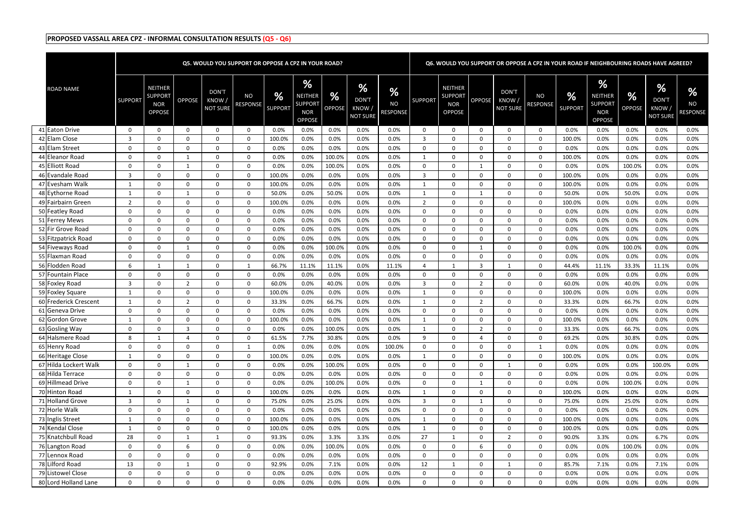**PROPOSED VASSALL AREA CPZ - INFORMAL CONSULTATION RESULTS (Q5 - Q6)**

| | ROAD NAME | Q5. WOULD YOU SUPPORT OR OPPOSE A CPZ IN YOUR ROAD? | | | | | | | | | | Q6. WOULD YOU SUPPORT OR OPPOSE A CPZ IN YOUR ROAD IF NEIGHBOURING ROADS HAVE AGREED? | | | | | | | | | |
|---|---|---|---|---|---|---|---|---|---|---|---|---|---|---|---|---|---|---|---|---|---|
| | | SUPPORT | NEITHER SUPPORT NOR OPPOSE | OPPOSE | DON'T KNOW / NOT SURE | NO RESPONSE | % SUPPORT | % NEITHER SUPPORT NOR OPPOSE | % OPPOSE | % DON'T KNOW / NOT SURE | % NO RESPONSE | SUPPORT | NEITHER SUPPORT NOR OPPOSE | OPPOSE | DON'T KNOW / NOT SURE | NO RESPONSE | % SUPPORT | % NEITHER SUPPORT NOR OPPOSE | % OPPOSE | % DON'T KNOW / NOT SURE | % NO RESPONSE |
| 41 | Eaton Drive | 0 | 0 | 0 | 0 | 0 | 0.0% | 0.0% | 0.0% | 0.0% | 0.0% | 0 | 0 | 0 | 0 | 0 | 0.0% | 0.0% | 0.0% | 0.0% | 0.0% |
| 42 | Elam Close | 3 | 0 | 0 | 0 | 0 | 100.0% | 0.0% | 0.0% | 0.0% | 0.0% | 3 | 0 | 0 | 0 | 0 | 100.0% | 0.0% | 0.0% | 0.0% | 0.0% |
| 43 | Elam Street | 0 | 0 | 0 | 0 | 0 | 0.0% | 0.0% | 0.0% | 0.0% | 0.0% | 0 | 0 | 0 | 0 | 0 | 0.0% | 0.0% | 0.0% | 0.0% | 0.0% |
| 44 | Eleanor Road | 0 | 0 | 1 | 0 | 0 | 0.0% | 0.0% | 100.0% | 0.0% | 0.0% | 1 | 0 | 0 | 0 | 0 | 100.0% | 0.0% | 0.0% | 0.0% | 0.0% |
| 45 | Elliott Road | 0 | 0 | 1 | 0 | 0 | 0.0% | 0.0% | 100.0% | 0.0% | 0.0% | 0 | 0 | 1 | 0 | 0 | 0.0% | 0.0% | 100.0% | 0.0% | 0.0% |
| 46 | Evandale Road | 3 | 0 | 0 | 0 | 0 | 100.0% | 0.0% | 0.0% | 0.0% | 0.0% | 3 | 0 | 0 | 0 | 0 | 100.0% | 0.0% | 0.0% | 0.0% | 0.0% |
| 47 | Evesham Walk | 1 | 0 | 0 | 0 | 0 | 100.0% | 0.0% | 0.0% | 0.0% | 0.0% | 1 | 0 | 0 | 0 | 0 | 100.0% | 0.0% | 0.0% | 0.0% | 0.0% |
| 48 | Eythorne Road | 1 | 0 | 1 | 0 | 0 | 50.0% | 0.0% | 50.0% | 0.0% | 0.0% | 1 | 0 | 1 | 0 | 0 | 50.0% | 0.0% | 50.0% | 0.0% | 0.0% |
| 49 | Fairbairn Green | 2 | 0 | 0 | 0 | 0 | 100.0% | 0.0% | 0.0% | 0.0% | 0.0% | 2 | 0 | 0 | 0 | 0 | 100.0% | 0.0% | 0.0% | 0.0% | 0.0% |
| 50 | Featley Road | 0 | 0 | 0 | 0 | 0 | 0.0% | 0.0% | 0.0% | 0.0% | 0.0% | 0 | 0 | 0 | 0 | 0 | 0.0% | 0.0% | 0.0% | 0.0% | 0.0% |
| 51 | Ferrey Mews | 0 | 0 | 0 | 0 | 0 | 0.0% | 0.0% | 0.0% | 0.0% | 0.0% | 0 | 0 | 0 | 0 | 0 | 0.0% | 0.0% | 0.0% | 0.0% | 0.0% |
| 52 | Fir Grove Road | 0 | 0 | 0 | 0 | 0 | 0.0% | 0.0% | 0.0% | 0.0% | 0.0% | 0 | 0 | 0 | 0 | 0 | 0.0% | 0.0% | 0.0% | 0.0% | 0.0% |
| 53 | Fitzpatrick Road | 0 | 0 | 0 | 0 | 0 | 0.0% | 0.0% | 0.0% | 0.0% | 0.0% | 0 | 0 | 0 | 0 | 0 | 0.0% | 0.0% | 0.0% | 0.0% | 0.0% |
| 54 | Fiveways Road | 0 | 0 | 1 | 0 | 0 | 0.0% | 0.0% | 100.0% | 0.0% | 0.0% | 0 | 0 | 1 | 0 | 0 | 0.0% | 0.0% | 100.0% | 0.0% | 0.0% |
| 55 | Flaxman Road | 0 | 0 | 0 | 0 | 0 | 0.0% | 0.0% | 0.0% | 0.0% | 0.0% | 0 | 0 | 0 | 0 | 0 | 0.0% | 0.0% | 0.0% | 0.0% | 0.0% |
| 56 | Flodden Road | 6 | 1 | 1 | 0 | 1 | 66.7% | 11.1% | 11.1% | 0.0% | 11.1% | 4 | 1 | 3 | 1 | 0 | 44.4% | 11.1% | 33.3% | 11.1% | 0.0% |
| 57 | Fountain Place | 0 | 0 | 0 | 0 | 0 | 0.0% | 0.0% | 0.0% | 0.0% | 0.0% | 0 | 0 | 0 | 0 | 0 | 0.0% | 0.0% | 0.0% | 0.0% | 0.0% |
| 58 | Foxley Road | 3 | 0 | 2 | 0 | 0 | 60.0% | 0.0% | 40.0% | 0.0% | 0.0% | 3 | 0 | 2 | 0 | 0 | 60.0% | 0.0% | 40.0% | 0.0% | 0.0% |
| 59 | Foxley Square | 1 | 0 | 0 | 0 | 0 | 100.0% | 0.0% | 0.0% | 0.0% | 0.0% | 1 | 0 | 0 | 0 | 0 | 100.0% | 0.0% | 0.0% | 0.0% | 0.0% |
| 60 | Frederick Crescent | 1 | 0 | 2 | 0 | 0 | 33.3% | 0.0% | 66.7% | 0.0% | 0.0% | 1 | 0 | 2 | 0 | 0 | 33.3% | 0.0% | 66.7% | 0.0% | 0.0% |
| 61 | Geneva Drive | 0 | 0 | 0 | 0 | 0 | 0.0% | 0.0% | 0.0% | 0.0% | 0.0% | 0 | 0 | 0 | 0 | 0 | 0.0% | 0.0% | 0.0% | 0.0% | 0.0% |
| 62 | Gordon Grove | 1 | 0 | 0 | 0 | 0 | 100.0% | 0.0% | 0.0% | 0.0% | 0.0% | 1 | 0 | 0 | 0 | 0 | 100.0% | 0.0% | 0.0% | 0.0% | 0.0% |
| 63 | Gosling Way | 0 | 0 | 3 | 0 | 0 | 0.0% | 0.0% | 100.0% | 0.0% | 0.0% | 1 | 0 | 2 | 0 | 0 | 33.3% | 0.0% | 66.7% | 0.0% | 0.0% |
| 64 | Halsmere Road | 8 | 1 | 4 | 0 | 0 | 61.5% | 7.7% | 30.8% | 0.0% | 0.0% | 9 | 0 | 4 | 0 | 0 | 69.2% | 0.0% | 30.8% | 0.0% | 0.0% |
| 65 | Henry Road | 0 | 0 | 0 | 0 | 1 | 0.0% | 0.0% | 0.0% | 0.0% | 100.0% | 0 | 0 | 0 | 0 | 1 | 0.0% | 0.0% | 0.0% | 0.0% | 0.0% |
| 66 | Heritage Close | 1 | 0 | 0 | 0 | 0 | 100.0% | 0.0% | 0.0% | 0.0% | 0.0% | 1 | 0 | 0 | 0 | 0 | 100.0% | 0.0% | 0.0% | 0.0% | 0.0% |
| 67 | Hilda Lockert Walk | 0 | 0 | 1 | 0 | 0 | 0.0% | 0.0% | 100.0% | 0.0% | 0.0% | 0 | 0 | 0 | 1 | 0 | 0.0% | 0.0% | 0.0% | 100.0% | 0.0% |
| 68 | Hilda Terrace | 0 | 0 | 0 | 0 | 0 | 0.0% | 0.0% | 0.0% | 0.0% | 0.0% | 0 | 0 | 0 | 0 | 0 | 0.0% | 0.0% | 0.0% | 0.0% | 0.0% |
| 69 | Hillmead Drive | 0 | 0 | 1 | 0 | 0 | 0.0% | 0.0% | 100.0% | 0.0% | 0.0% | 0 | 0 | 1 | 0 | 0 | 0.0% | 0.0% | 100.0% | 0.0% | 0.0% |
| 70 | Hinton Road | 1 | 0 | 0 | 0 | 0 | 100.0% | 0.0% | 0.0% | 0.0% | 0.0% | 1 | 0 | 0 | 0 | 0 | 100.0% | 0.0% | 0.0% | 0.0% | 0.0% |
| 71 | Holland Grove | 3 | 0 | 1 | 0 | 0 | 75.0% | 0.0% | 25.0% | 0.0% | 0.0% | 3 | 0 | 1 | 0 | 0 | 75.0% | 0.0% | 25.0% | 0.0% | 0.0% |
| 72 | Horle Walk | 0 | 0 | 0 | 0 | 0 | 0.0% | 0.0% | 0.0% | 0.0% | 0.0% | 0 | 0 | 0 | 0 | 0 | 0.0% | 0.0% | 0.0% | 0.0% | 0.0% |
| 73 | Inglis Street | 1 | 0 | 0 | 0 | 0 | 100.0% | 0.0% | 0.0% | 0.0% | 0.0% | 1 | 0 | 0 | 0 | 0 | 100.0% | 0.0% | 0.0% | 0.0% | 0.0% |
| 74 | Kendal Close | 1 | 0 | 0 | 0 | 0 | 100.0% | 0.0% | 0.0% | 0.0% | 0.0% | 1 | 0 | 0 | 0 | 0 | 100.0% | 0.0% | 0.0% | 0.0% | 0.0% |
| 75 | Knatchbull Road | 28 | 0 | 1 | 1 | 0 | 93.3% | 0.0% | 3.3% | 3.3% | 0.0% | 27 | 1 | 0 | 2 | 0 | 90.0% | 3.3% | 0.0% | 6.7% | 0.0% |
| 76 | Langton Road | 0 | 0 | 6 | 0 | 0 | 0.0% | 0.0% | 100.0% | 0.0% | 0.0% | 0 | 0 | 6 | 0 | 0 | 0.0% | 0.0% | 100.0% | 0.0% | 0.0% |
| 77 | Lennox Road | 0 | 0 | 0 | 0 | 0 | 0.0% | 0.0% | 0.0% | 0.0% | 0.0% | 0 | 0 | 0 | 0 | 0 | 0.0% | 0.0% | 0.0% | 0.0% | 0.0% |
| 78 | Lilford Road | 13 | 0 | 1 | 0 | 0 | 92.9% | 0.0% | 7.1% | 0.0% | 0.0% | 12 | 1 | 0 | 1 | 0 | 85.7% | 7.1% | 0.0% | 7.1% | 0.0% |
| 79 | Listowel Close | 0 | 0 | 0 | 0 | 0 | 0.0% | 0.0% | 0.0% | 0.0% | 0.0% | 0 | 0 | 0 | 0 | 0 | 0.0% | 0.0% | 0.0% | 0.0% | 0.0% |
| 80 | Lord Holland Lane | 0 | 0 | 0 | 0 | 0 | 0.0% | 0.0% | 0.0% | 0.0% | 0.0% | 0 | 0 | 0 | 0 | 0 | 0.0% | 0.0% | 0.0% | 0.0% | 0.0% |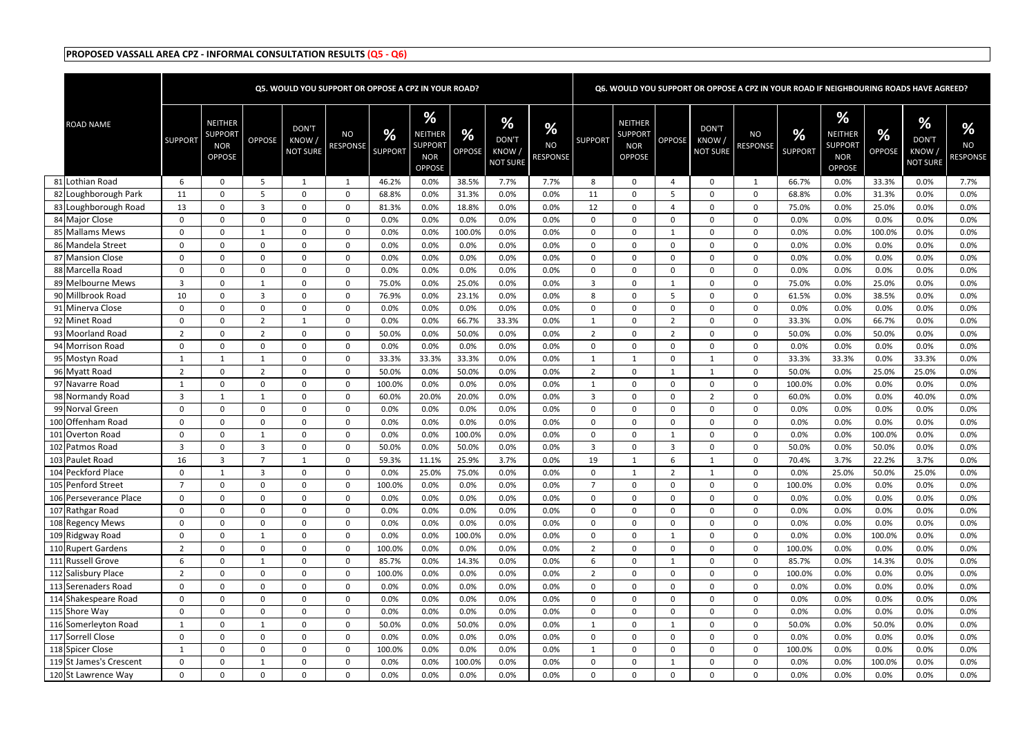**PROPOSED VASSALL AREA CPZ - INFORMAL CONSULTATION RESULTS (Q5 - Q6)**

| | ROAD NAME | Q5. WOULD YOU SUPPORT OR OPPOSE A CPZ IN YOUR ROAD? | | | | | | | | | | Q6. WOULD YOU SUPPORT OR OPPOSE A CPZ IN YOUR ROAD IF NEIGHBOURING ROADS HAVE AGREED? | | | | | | | | | |
|---|---|---|---|---|---|---|---|---|---|---|---|---|---|---|---|---|---|---|---|---|---|
| | | SUPPORT | NEITHER SUPPORT NOR OPPOSE | OPPOSE | DON'T KNOW / NOT SURE | NO RESPONSE | % SUPPORT | % NEITHER SUPPORT NOR OPPOSE | % OPPOSE | % DON'T KNOW / NOT SURE | % NO RESPONSE | SUPPORT | NEITHER SUPPORT NOR OPPOSE | OPPOSE | DON'T KNOW / NOT SURE | NO RESPONSE | % SUPPORT | % NEITHER SUPPORT NOR OPPOSE | % OPPOSE | % DON'T KNOW / NOT SURE | % NO RESPONSE |
| 81 | Lothian Road | 6 | 0 | 5 | 1 | 1 | 46.2% | 0.0% | 38.5% | 7.7% | 7.7% | 8 | 0 | 4 | 0 | 1 | 66.7% | 0.0% | 33.3% | 0.0% | 7.7% |
| 82 | Loughborough Park | 11 | 0 | 5 | 0 | 0 | 68.8% | 0.0% | 31.3% | 0.0% | 0.0% | 11 | 0 | 5 | 0 | 0 | 68.8% | 0.0% | 31.3% | 0.0% | 0.0% |
| 83 | Loughborough Road | 13 | 0 | 3 | 0 | 0 | 81.3% | 0.0% | 18.8% | 0.0% | 0.0% | 12 | 0 | 4 | 0 | 0 | 75.0% | 0.0% | 25.0% | 0.0% | 0.0% |
| 84 | Major Close | 0 | 0 | 0 | 0 | 0 | 0.0% | 0.0% | 0.0% | 0.0% | 0.0% | 0 | 0 | 0 | 0 | 0 | 0.0% | 0.0% | 0.0% | 0.0% | 0.0% |
| 85 | Mallams Mews | 0 | 0 | 1 | 0 | 0 | 0.0% | 0.0% | 100.0% | 0.0% | 0.0% | 0 | 0 | 1 | 0 | 0 | 0.0% | 0.0% | 100.0% | 0.0% | 0.0% |
| 86 | Mandela Street | 0 | 0 | 0 | 0 | 0 | 0.0% | 0.0% | 0.0% | 0.0% | 0.0% | 0 | 0 | 0 | 0 | 0 | 0.0% | 0.0% | 0.0% | 0.0% | 0.0% |
| 87 | Mansion Close | 0 | 0 | 0 | 0 | 0 | 0.0% | 0.0% | 0.0% | 0.0% | 0.0% | 0 | 0 | 0 | 0 | 0 | 0.0% | 0.0% | 0.0% | 0.0% | 0.0% |
| 88 | Marcella Road | 0 | 0 | 0 | 0 | 0 | 0.0% | 0.0% | 0.0% | 0.0% | 0.0% | 0 | 0 | 0 | 0 | 0 | 0.0% | 0.0% | 0.0% | 0.0% | 0.0% |
| 89 | Melbourne Mews | 3 | 0 | 1 | 0 | 0 | 75.0% | 0.0% | 25.0% | 0.0% | 0.0% | 3 | 0 | 1 | 0 | 0 | 75.0% | 0.0% | 25.0% | 0.0% | 0.0% |
| 90 | Millbrook Road | 10 | 0 | 3 | 0 | 0 | 76.9% | 0.0% | 23.1% | 0.0% | 0.0% | 8 | 0 | 5 | 0 | 0 | 61.5% | 0.0% | 38.5% | 0.0% | 0.0% |
| 91 | Minerva Close | 0 | 0 | 0 | 0 | 0 | 0.0% | 0.0% | 0.0% | 0.0% | 0.0% | 0 | 0 | 0 | 0 | 0 | 0.0% | 0.0% | 0.0% | 0.0% | 0.0% |
| 92 | Minet Road | 0 | 0 | 2 | 1 | 0 | 0.0% | 0.0% | 66.7% | 33.3% | 0.0% | 1 | 0 | 2 | 0 | 0 | 33.3% | 0.0% | 66.7% | 0.0% | 0.0% |
| 93 | Moorland Road | 2 | 0 | 2 | 0 | 0 | 50.0% | 0.0% | 50.0% | 0.0% | 0.0% | 2 | 0 | 2 | 0 | 0 | 50.0% | 0.0% | 50.0% | 0.0% | 0.0% |
| 94 | Morrison Road | 0 | 0 | 0 | 0 | 0 | 0.0% | 0.0% | 0.0% | 0.0% | 0.0% | 0 | 0 | 0 | 0 | 0 | 0.0% | 0.0% | 0.0% | 0.0% | 0.0% |
| 95 | Mostyn Road | 1 | 1 | 1 | 0 | 0 | 33.3% | 33.3% | 33.3% | 0.0% | 0.0% | 1 | 1 | 0 | 1 | 0 | 33.3% | 33.3% | 0.0% | 33.3% | 0.0% |
| 96 | Myatt Road | 2 | 0 | 2 | 0 | 0 | 50.0% | 0.0% | 50.0% | 0.0% | 0.0% | 2 | 0 | 1 | 1 | 0 | 50.0% | 0.0% | 25.0% | 25.0% | 0.0% |
| 97 | Navarre Road | 1 | 0 | 0 | 0 | 0 | 100.0% | 0.0% | 0.0% | 0.0% | 0.0% | 1 | 0 | 0 | 0 | 0 | 100.0% | 0.0% | 0.0% | 0.0% | 0.0% |
| 98 | Normandy Road | 3 | 1 | 1 | 0 | 0 | 60.0% | 20.0% | 20.0% | 0.0% | 0.0% | 3 | 0 | 0 | 2 | 0 | 60.0% | 0.0% | 0.0% | 40.0% | 0.0% |
| 99 | Norval Green | 0 | 0 | 0 | 0 | 0 | 0.0% | 0.0% | 0.0% | 0.0% | 0.0% | 0 | 0 | 0 | 0 | 0 | 0.0% | 0.0% | 0.0% | 0.0% | 0.0% |
| 100 | Offenham Road | 0 | 0 | 0 | 0 | 0 | 0.0% | 0.0% | 0.0% | 0.0% | 0.0% | 0 | 0 | 0 | 0 | 0 | 0.0% | 0.0% | 0.0% | 0.0% | 0.0% |
| 101 | Overton Road | 0 | 0 | 1 | 0 | 0 | 0.0% | 0.0% | 100.0% | 0.0% | 0.0% | 0 | 0 | 1 | 0 | 0 | 0.0% | 0.0% | 100.0% | 0.0% | 0.0% |
| 102 | Patmos Road | 3 | 0 | 3 | 0 | 0 | 50.0% | 0.0% | 50.0% | 0.0% | 0.0% | 3 | 0 | 3 | 0 | 0 | 50.0% | 0.0% | 50.0% | 0.0% | 0.0% |
| 103 | Paulet Road | 16 | 3 | 7 | 1 | 0 | 59.3% | 11.1% | 25.9% | 3.7% | 0.0% | 19 | 1 | 6 | 1 | 0 | 70.4% | 3.7% | 22.2% | 3.7% | 0.0% |
| 104 | Peckford Place | 0 | 1 | 3 | 0 | 0 | 0.0% | 25.0% | 75.0% | 0.0% | 0.0% | 0 | 1 | 2 | 1 | 0 | 0.0% | 25.0% | 50.0% | 25.0% | 0.0% |
| 105 | Penford Street | 7 | 0 | 0 | 0 | 0 | 100.0% | 0.0% | 0.0% | 0.0% | 0.0% | 7 | 0 | 0 | 0 | 0 | 100.0% | 0.0% | 0.0% | 0.0% | 0.0% |
| 106 | Perseverance Place | 0 | 0 | 0 | 0 | 0 | 0.0% | 0.0% | 0.0% | 0.0% | 0.0% | 0 | 0 | 0 | 0 | 0 | 0.0% | 0.0% | 0.0% | 0.0% | 0.0% |
| 107 | Rathgar Road | 0 | 0 | 0 | 0 | 0 | 0.0% | 0.0% | 0.0% | 0.0% | 0.0% | 0 | 0 | 0 | 0 | 0 | 0.0% | 0.0% | 0.0% | 0.0% | 0.0% |
| 108 | Regency Mews | 0 | 0 | 0 | 0 | 0 | 0.0% | 0.0% | 0.0% | 0.0% | 0.0% | 0 | 0 | 0 | 0 | 0 | 0.0% | 0.0% | 0.0% | 0.0% | 0.0% |
| 109 | Ridgway Road | 0 | 0 | 1 | 0 | 0 | 0.0% | 0.0% | 100.0% | 0.0% | 0.0% | 0 | 0 | 1 | 0 | 0 | 0.0% | 0.0% | 100.0% | 0.0% | 0.0% |
| 110 | Rupert Gardens | 2 | 0 | 0 | 0 | 0 | 100.0% | 0.0% | 0.0% | 0.0% | 0.0% | 2 | 0 | 0 | 0 | 0 | 100.0% | 0.0% | 0.0% | 0.0% | 0.0% |
| 111 | Russell Grove | 6 | 0 | 1 | 0 | 0 | 85.7% | 0.0% | 14.3% | 0.0% | 0.0% | 6 | 0 | 1 | 0 | 0 | 85.7% | 0.0% | 14.3% | 0.0% | 0.0% |
| 112 | Salisbury Place | 2 | 0 | 0 | 0 | 0 | 100.0% | 0.0% | 0.0% | 0.0% | 0.0% | 2 | 0 | 0 | 0 | 0 | 100.0% | 0.0% | 0.0% | 0.0% | 0.0% |
| 113 | Serenaders Road | 0 | 0 | 0 | 0 | 0 | 0.0% | 0.0% | 0.0% | 0.0% | 0.0% | 0 | 0 | 0 | 0 | 0 | 0.0% | 0.0% | 0.0% | 0.0% | 0.0% |
| 114 | Shakespeare Road | 0 | 0 | 0 | 0 | 0 | 0.0% | 0.0% | 0.0% | 0.0% | 0.0% | 0 | 0 | 0 | 0 | 0 | 0.0% | 0.0% | 0.0% | 0.0% | 0.0% |
| 115 | Shore Way | 0 | 0 | 0 | 0 | 0 | 0.0% | 0.0% | 0.0% | 0.0% | 0.0% | 0 | 0 | 0 | 0 | 0 | 0.0% | 0.0% | 0.0% | 0.0% | 0.0% |
| 116 | Somerleyton Road | 1 | 0 | 1 | 0 | 0 | 50.0% | 0.0% | 50.0% | 0.0% | 0.0% | 1 | 0 | 1 | 0 | 0 | 50.0% | 0.0% | 50.0% | 0.0% | 0.0% |
| 117 | Sorrell Close | 0 | 0 | 0 | 0 | 0 | 0.0% | 0.0% | 0.0% | 0.0% | 0.0% | 0 | 0 | 0 | 0 | 0 | 0.0% | 0.0% | 0.0% | 0.0% | 0.0% |
| 118 | Spicer Close | 1 | 0 | 0 | 0 | 0 | 100.0% | 0.0% | 0.0% | 0.0% | 0.0% | 1 | 0 | 0 | 0 | 0 | 100.0% | 0.0% | 0.0% | 0.0% | 0.0% |
| 119 | St James's Crescent | 0 | 0 | 1 | 0 | 0 | 0.0% | 0.0% | 100.0% | 0.0% | 0.0% | 0 | 0 | 1 | 0 | 0 | 0.0% | 0.0% | 100.0% | 0.0% | 0.0% |
| 120 | St Lawrence Way | 0 | 0 | 0 | 0 | 0 | 0.0% | 0.0% | 0.0% | 0.0% | 0.0% | 0 | 0 | 0 | 0 | 0 | 0.0% | 0.0% | 0.0% | 0.0% | 0.0% |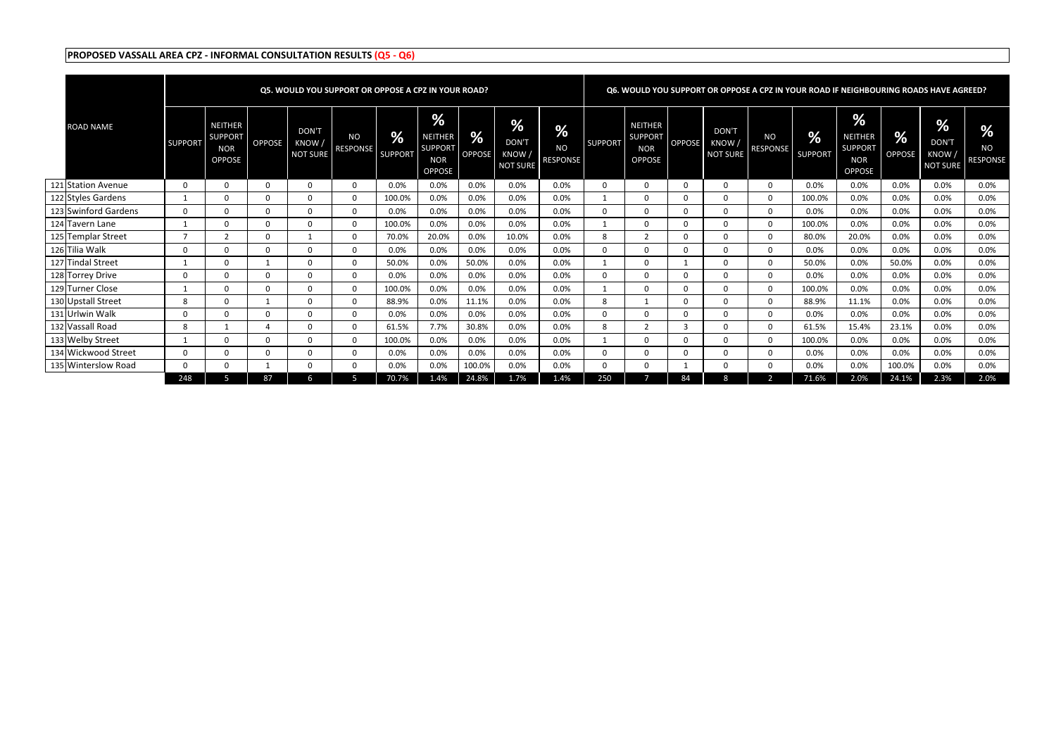**PROPOSED VASSALL AREA CPZ - INFORMAL CONSULTATION RESULTS (Q5 - Q6)**

| | ROAD NAME | Q5. WOULD YOU SUPPORT OR OPPOSE A CPZ IN YOUR ROAD? | | | | | | | | | | Q6. WOULD YOU SUPPORT OR OPPOSE A CPZ IN YOUR ROAD IF NEIGHBOURING ROADS HAVE AGREED? | | | | | | | | | |
|---|---|---|---|---|---|---|---|---|---|---|---|---|---|---|---|---|---|---|---|---|---|
| | | SUPPORT | NEITHER SUPPORT NOR OPPOSE | OPPOSE | DON'T KNOW / NOT SURE | NO RESPONSE | % SUPPORT | % NEITHER SUPPORT NOR OPPOSE | % OPPOSE | % DON'T KNOW / NOT SURE | % NO RESPONSE | SUPPORT | NEITHER SUPPORT NOR OPPOSE | OPPOSE | DON'T KNOW / NOT SURE | NO RESPONSE | % SUPPORT | % NEITHER SUPPORT NOR OPPOSE | % OPPOSE | % DON'T KNOW / NOT SURE | % NO RESPONSE |
| 121 | Station Avenue | 0 | 0 | 0 | 0 | 0 | 0.0% | 0.0% | 0.0% | 0.0% | 0.0% | 0 | 0 | 0 | 0 | 0 | 0.0% | 0.0% | 0.0% | 0.0% | 0.0% |
| 122 | Styles Gardens | 1 | 0 | 0 | 0 | 0 | 100.0% | 0.0% | 0.0% | 0.0% | 0.0% | 1 | 0 | 0 | 0 | 0 | 100.0% | 0.0% | 0.0% | 0.0% | 0.0% |
| 123 | Swinford Gardens | 0 | 0 | 0 | 0 | 0 | 0.0% | 0.0% | 0.0% | 0.0% | 0.0% | 0 | 0 | 0 | 0 | 0 | 0.0% | 0.0% | 0.0% | 0.0% | 0.0% |
| 124 | Tavern Lane | 1 | 0 | 0 | 0 | 0 | 100.0% | 0.0% | 0.0% | 0.0% | 0.0% | 1 | 0 | 0 | 0 | 0 | 100.0% | 0.0% | 0.0% | 0.0% | 0.0% |
| 125 | Templar Street | 7 | 2 | 0 | 1 | 0 | 70.0% | 20.0% | 0.0% | 10.0% | 0.0% | 8 | 2 | 0 | 0 | 0 | 80.0% | 20.0% | 0.0% | 0.0% | 0.0% |
| 126 | Tilia Walk | 0 | 0 | 0 | 0 | 0 | 0.0% | 0.0% | 0.0% | 0.0% | 0.0% | 0 | 0 | 0 | 0 | 0 | 0.0% | 0.0% | 0.0% | 0.0% | 0.0% |
| 127 | Tindal Street | 1 | 0 | 1 | 0 | 0 | 50.0% | 0.0% | 50.0% | 0.0% | 0.0% | 1 | 0 | 1 | 0 | 0 | 50.0% | 0.0% | 50.0% | 0.0% | 0.0% |
| 128 | Torrey Drive | 0 | 0 | 0 | 0 | 0 | 0.0% | 0.0% | 0.0% | 0.0% | 0.0% | 0 | 0 | 0 | 0 | 0 | 0.0% | 0.0% | 0.0% | 0.0% | 0.0% |
| 129 | Turner Close | 1 | 0 | 0 | 0 | 0 | 100.0% | 0.0% | 0.0% | 0.0% | 0.0% | 1 | 0 | 0 | 0 | 0 | 100.0% | 0.0% | 0.0% | 0.0% | 0.0% |
| 130 | Upstall Street | 8 | 0 | 1 | 0 | 0 | 88.9% | 0.0% | 11.1% | 0.0% | 0.0% | 8 | 1 | 0 | 0 | 0 | 88.9% | 11.1% | 0.0% | 0.0% | 0.0% |
| 131 | Urlwin Walk | 0 | 0 | 0 | 0 | 0 | 0.0% | 0.0% | 0.0% | 0.0% | 0.0% | 0 | 0 | 0 | 0 | 0 | 0.0% | 0.0% | 0.0% | 0.0% | 0.0% |
| 132 | Vassall Road | 8 | 1 | 4 | 0 | 0 | 61.5% | 7.7% | 30.8% | 0.0% | 0.0% | 8 | 2 | 3 | 0 | 0 | 61.5% | 15.4% | 23.1% | 0.0% | 0.0% |
| 133 | Welby Street | 1 | 0 | 0 | 0 | 0 | 100.0% | 0.0% | 0.0% | 0.0% | 0.0% | 1 | 0 | 0 | 0 | 0 | 100.0% | 0.0% | 0.0% | 0.0% | 0.0% |
| 134 | Wickwood Street | 0 | 0 | 0 | 0 | 0 | 0.0% | 0.0% | 0.0% | 0.0% | 0.0% | 0 | 0 | 0 | 0 | 0 | 0.0% | 0.0% | 0.0% | 0.0% | 0.0% |
| 135 | Winterslow Road | 0 | 0 | 1 | 0 | 0 | 0.0% | 0.0% | 100.0% | 0.0% | 0.0% | 0 | 0 | 1 | 0 | 0 | 0.0% | 0.0% | 100.0% | 0.0% | 0.0% |
| | | 248 | 5 | 87 | 6 | 5 | 70.7% | 1.4% | 24.8% | 1.7% | 1.4% | 250 | 7 | 84 | 8 | 2 | 71.6% | 2.0% | 24.1% | 2.3% | 2.0% |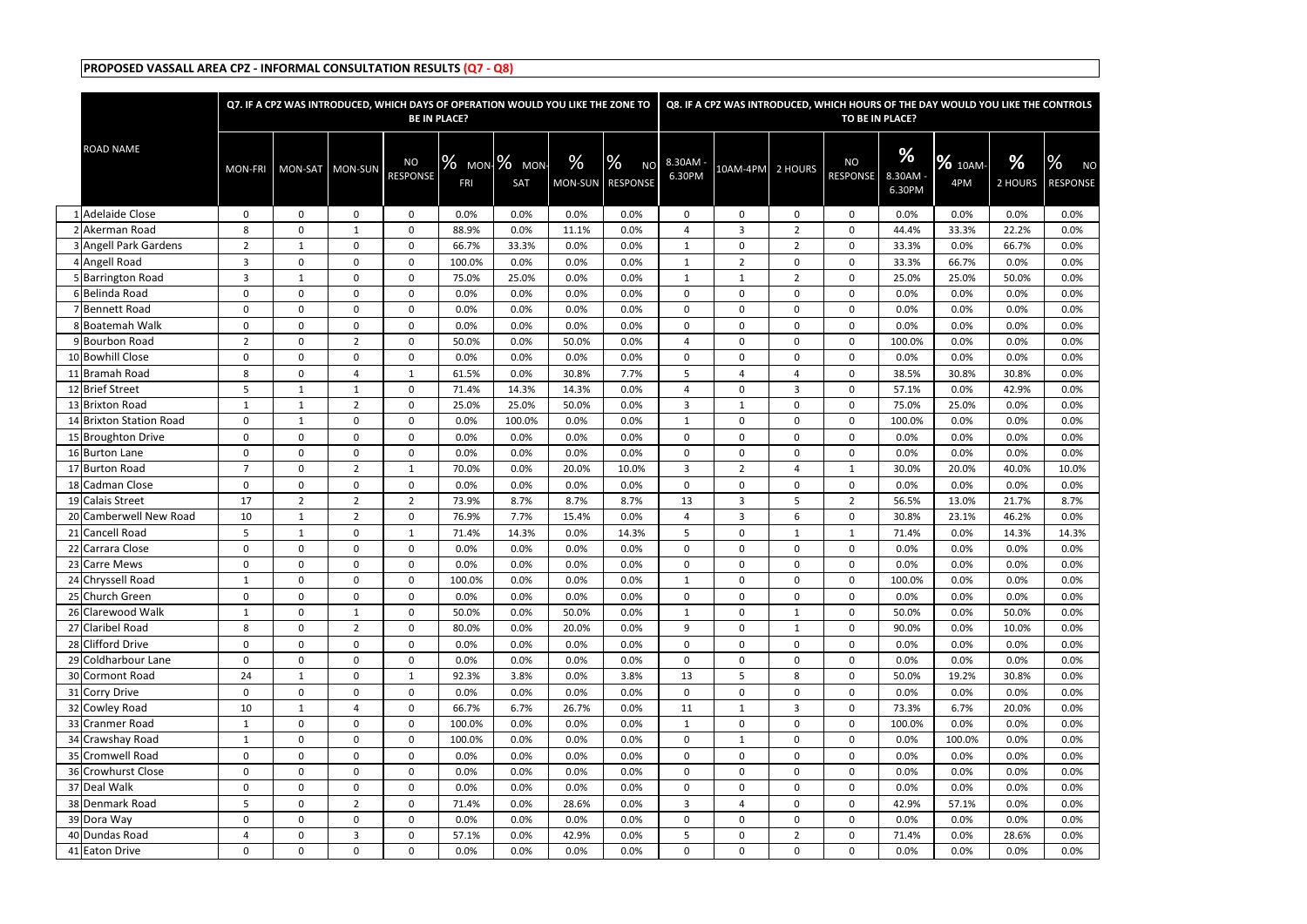**PROPOSED VASSALL AREA CPZ - INFORMAL CONSULTATION RESULTS (Q7 - Q8)**

| | ROAD NAME | Q7. IF A CPZ WAS INTRODUCED, WHICH DAYS OF OPERATION WOULD YOU LIKE THE ZONE TO BE IN PLACE? | | | | | | | | Q8. IF A CPZ WAS INTRODUCED, WHICH HOURS OF THE DAY WOULD YOU LIKE THE CONTROLS TO BE IN PLACE? | | | | | | | |
|---|---|---|---|---|---|---|---|---|---|---|---|---|---|---|---|---|---|
| | | MON-FRI | MON-SAT | MON-SUN | NO RESPONSE | % MON-FRI | % MON-SAT | % MON-SUN | % NO RESPONSE | 8.30AM - 6.30PM | 10AM-4PM | 2 HOURS | NO RESPONSE | % 8.30AM - 6.30PM | % 10AM-4PM | % 2 HOURS | % NO RESPONSE |
| 1 | Adelaide Close | 0 | 0 | 0 | 0 | 0.0% | 0.0% | 0.0% | 0.0% | 0 | 0 | 0 | 0 | 0.0% | 0.0% | 0.0% | 0.0% |
| 2 | Akerman Road | 8 | 0 | 1 | 0 | 88.9% | 0.0% | 11.1% | 0.0% | 4 | 3 | 2 | 0 | 44.4% | 33.3% | 22.2% | 0.0% |
| 3 | Angell Park Gardens | 2 | 1 | 0 | 0 | 66.7% | 33.3% | 0.0% | 0.0% | 1 | 0 | 2 | 0 | 33.3% | 0.0% | 66.7% | 0.0% |
| 4 | Angell Road | 3 | 0 | 0 | 0 | 100.0% | 0.0% | 0.0% | 0.0% | 1 | 2 | 0 | 0 | 33.3% | 66.7% | 0.0% | 0.0% |
| 5 | Barrington Road | 3 | 1 | 0 | 0 | 75.0% | 25.0% | 0.0% | 0.0% | 1 | 1 | 2 | 0 | 25.0% | 25.0% | 50.0% | 0.0% |
| 6 | Belinda Road | 0 | 0 | 0 | 0 | 0.0% | 0.0% | 0.0% | 0.0% | 0 | 0 | 0 | 0 | 0.0% | 0.0% | 0.0% | 0.0% |
| 7 | Bennett Road | 0 | 0 | 0 | 0 | 0.0% | 0.0% | 0.0% | 0.0% | 0 | 0 | 0 | 0 | 0.0% | 0.0% | 0.0% | 0.0% |
| 8 | Boatemah Walk | 0 | 0 | 0 | 0 | 0.0% | 0.0% | 0.0% | 0.0% | 0 | 0 | 0 | 0 | 0.0% | 0.0% | 0.0% | 0.0% |
| 9 | Bourbon Road | 2 | 0 | 2 | 0 | 50.0% | 0.0% | 50.0% | 0.0% | 4 | 0 | 0 | 0 | 100.0% | 0.0% | 0.0% | 0.0% |
| 10 | Bowhill Close | 0 | 0 | 0 | 0 | 0.0% | 0.0% | 0.0% | 0.0% | 0 | 0 | 0 | 0 | 0.0% | 0.0% | 0.0% | 0.0% |
| 11 | Bramah Road | 8 | 0 | 4 | 1 | 61.5% | 0.0% | 30.8% | 7.7% | 5 | 4 | 4 | 0 | 38.5% | 30.8% | 30.8% | 0.0% |
| 12 | Brief Street | 5 | 1 | 1 | 0 | 71.4% | 14.3% | 14.3% | 0.0% | 4 | 0 | 3 | 0 | 57.1% | 0.0% | 42.9% | 0.0% |
| 13 | Brixton Road | 1 | 1 | 2 | 0 | 25.0% | 25.0% | 50.0% | 0.0% | 3 | 1 | 0 | 0 | 75.0% | 25.0% | 0.0% | 0.0% |
| 14 | Brixton Station Road | 0 | 1 | 0 | 0 | 0.0% | 100.0% | 0.0% | 0.0% | 1 | 0 | 0 | 0 | 100.0% | 0.0% | 0.0% | 0.0% |
| 15 | Broughton Drive | 0 | 0 | 0 | 0 | 0.0% | 0.0% | 0.0% | 0.0% | 0 | 0 | 0 | 0 | 0.0% | 0.0% | 0.0% | 0.0% |
| 16 | Burton Lane | 0 | 0 | 0 | 0 | 0.0% | 0.0% | 0.0% | 0.0% | 0 | 0 | 0 | 0 | 0.0% | 0.0% | 0.0% | 0.0% |
| 17 | Burton Road | 7 | 0 | 2 | 1 | 70.0% | 0.0% | 20.0% | 10.0% | 3 | 2 | 4 | 1 | 30.0% | 20.0% | 40.0% | 10.0% |
| 18 | Cadman Close | 0 | 0 | 0 | 0 | 0.0% | 0.0% | 0.0% | 0.0% | 0 | 0 | 0 | 0 | 0.0% | 0.0% | 0.0% | 0.0% |
| 19 | Calais Street | 17 | 2 | 2 | 2 | 73.9% | 8.7% | 8.7% | 8.7% | 13 | 3 | 5 | 2 | 56.5% | 13.0% | 21.7% | 8.7% |
| 20 | Camberwell New Road | 10 | 1 | 2 | 0 | 76.9% | 7.7% | 15.4% | 0.0% | 4 | 3 | 6 | 0 | 30.8% | 23.1% | 46.2% | 0.0% |
| 21 | Cancell Road | 5 | 1 | 0 | 1 | 71.4% | 14.3% | 0.0% | 14.3% | 5 | 0 | 1 | 1 | 71.4% | 0.0% | 14.3% | 14.3% |
| 22 | Carrara Close | 0 | 0 | 0 | 0 | 0.0% | 0.0% | 0.0% | 0.0% | 0 | 0 | 0 | 0 | 0.0% | 0.0% | 0.0% | 0.0% |
| 23 | Carre Mews | 0 | 0 | 0 | 0 | 0.0% | 0.0% | 0.0% | 0.0% | 0 | 0 | 0 | 0 | 0.0% | 0.0% | 0.0% | 0.0% |
| 24 | Chryssell Road | 1 | 0 | 0 | 0 | 100.0% | 0.0% | 0.0% | 0.0% | 1 | 0 | 0 | 0 | 100.0% | 0.0% | 0.0% | 0.0% |
| 25 | Church Green | 0 | 0 | 0 | 0 | 0.0% | 0.0% | 0.0% | 0.0% | 0 | 0 | 0 | 0 | 0.0% | 0.0% | 0.0% | 0.0% |
| 26 | Clarewood Walk | 1 | 0 | 1 | 0 | 50.0% | 0.0% | 50.0% | 0.0% | 1 | 0 | 1 | 0 | 50.0% | 0.0% | 50.0% | 0.0% |
| 27 | Claribel Road | 8 | 0 | 2 | 0 | 80.0% | 0.0% | 20.0% | 0.0% | 9 | 0 | 1 | 0 | 90.0% | 0.0% | 10.0% | 0.0% |
| 28 | Clifford Drive | 0 | 0 | 0 | 0 | 0.0% | 0.0% | 0.0% | 0.0% | 0 | 0 | 0 | 0 | 0.0% | 0.0% | 0.0% | 0.0% |
| 29 | Coldharbour Lane | 0 | 0 | 0 | 0 | 0.0% | 0.0% | 0.0% | 0.0% | 0 | 0 | 0 | 0 | 0.0% | 0.0% | 0.0% | 0.0% |
| 30 | Cormont Road | 24 | 1 | 0 | 1 | 92.3% | 3.8% | 0.0% | 3.8% | 13 | 5 | 8 | 0 | 50.0% | 19.2% | 30.8% | 0.0% |
| 31 | Corry Drive | 0 | 0 | 0 | 0 | 0.0% | 0.0% | 0.0% | 0.0% | 0 | 0 | 0 | 0 | 0.0% | 0.0% | 0.0% | 0.0% |
| 32 | Cowley Road | 10 | 1 | 4 | 0 | 66.7% | 6.7% | 26.7% | 0.0% | 11 | 1 | 3 | 0 | 73.3% | 6.7% | 20.0% | 0.0% |
| 33 | Cranmer Road | 1 | 0 | 0 | 0 | 100.0% | 0.0% | 0.0% | 0.0% | 1 | 0 | 0 | 0 | 100.0% | 0.0% | 0.0% | 0.0% |
| 34 | Crawshay Road | 1 | 0 | 0 | 0 | 100.0% | 0.0% | 0.0% | 0.0% | 0 | 1 | 0 | 0 | 0.0% | 100.0% | 0.0% | 0.0% |
| 35 | Cromwell Road | 0 | 0 | 0 | 0 | 0.0% | 0.0% | 0.0% | 0.0% | 0 | 0 | 0 | 0 | 0.0% | 0.0% | 0.0% | 0.0% |
| 36 | Crowhurst Close | 0 | 0 | 0 | 0 | 0.0% | 0.0% | 0.0% | 0.0% | 0 | 0 | 0 | 0 | 0.0% | 0.0% | 0.0% | 0.0% |
| 37 | Deal Walk | 0 | 0 | 0 | 0 | 0.0% | 0.0% | 0.0% | 0.0% | 0 | 0 | 0 | 0 | 0.0% | 0.0% | 0.0% | 0.0% |
| 38 | Denmark Road | 5 | 0 | 2 | 0 | 71.4% | 0.0% | 28.6% | 0.0% | 3 | 4 | 0 | 0 | 42.9% | 57.1% | 0.0% | 0.0% |
| 39 | Dora Way | 0 | 0 | 0 | 0 | 0.0% | 0.0% | 0.0% | 0.0% | 0 | 0 | 0 | 0 | 0.0% | 0.0% | 0.0% | 0.0% |
| 40 | Dundas Road | 4 | 0 | 3 | 0 | 57.1% | 0.0% | 42.9% | 0.0% | 5 | 0 | 2 | 0 | 71.4% | 0.0% | 28.6% | 0.0% |
| 41 | Eaton Drive | 0 | 0 | 0 | 0 | 0.0% | 0.0% | 0.0% | 0.0% | 0 | 0 | 0 | 0 | 0.0% | 0.0% | 0.0% | 0.0% |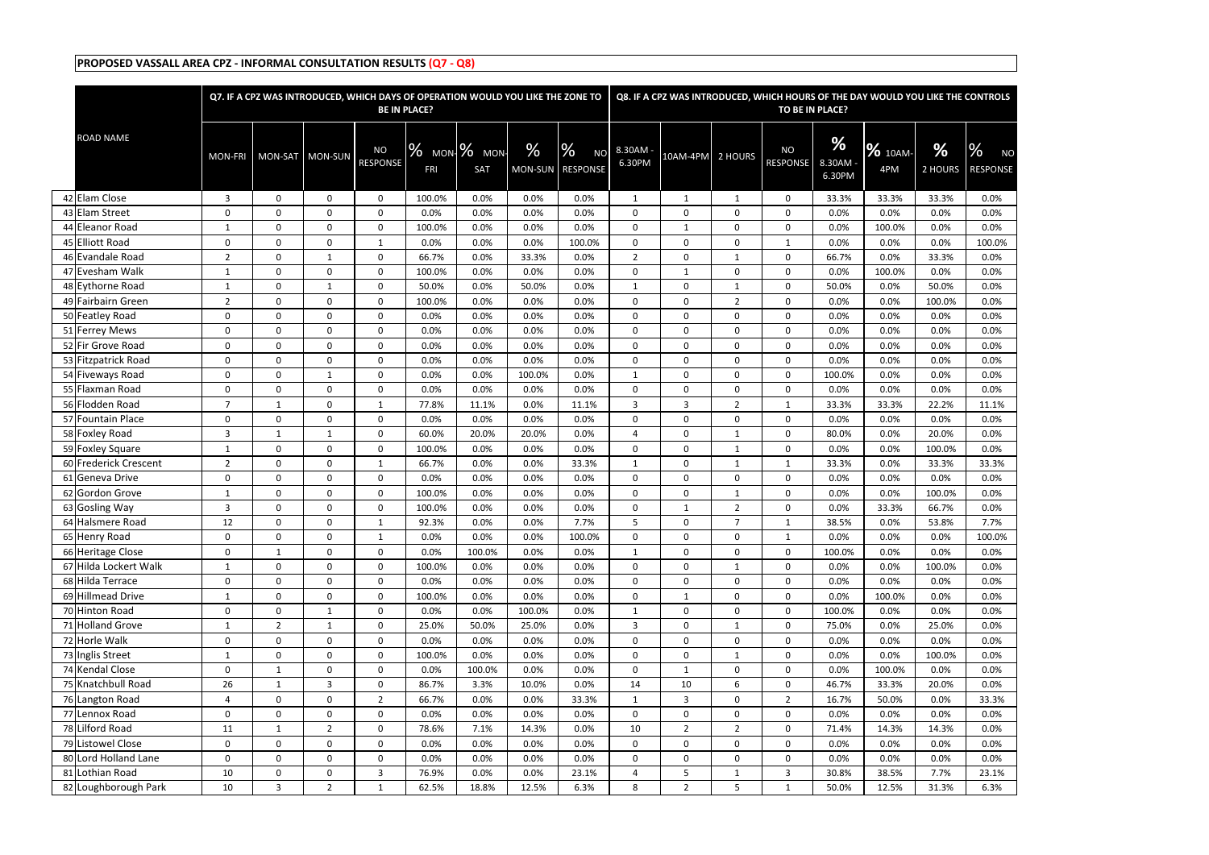**PROPOSED VASSALL AREA CPZ - INFORMAL CONSULTATION RESULTS (Q7 - Q8)**

| | ROAD NAME | Q7. IF A CPZ WAS INTRODUCED, WHICH DAYS OF OPERATION WOULD YOU LIKE THE ZONE TO BE IN PLACE? | | | | | | | | Q8. IF A CPZ WAS INTRODUCED, WHICH HOURS OF THE DAY WOULD YOU LIKE THE CONTROLS TO BE IN PLACE? | | | | | | | |
|---|---|---|---|---|---|---|---|---|---|---|---|---|---|---|---|---|---|
| | | MON-FRI | MON-SAT | MON-SUN | NO RESPONSE | % MON-FRI | % MON-SAT | % MON-SUN | % NO RESPONSE | 8.30AM - 6.30PM | 10AM-4PM | 2 HOURS | NO RESPONSE | % 8.30AM - 6.30PM | % 10AM-4PM | % 2 HOURS | % NO RESPONSE |
| 42 | Elam Close | 3 | 0 | 0 | 0 | 100.0% | 0.0% | 0.0% | 0.0% | 1 | 1 | 1 | 0 | 33.3% | 33.3% | 33.3% | 0.0% |
| 43 | Elam Street | 0 | 0 | 0 | 0 | 0.0% | 0.0% | 0.0% | 0.0% | 0 | 0 | 0 | 0 | 0.0% | 0.0% | 0.0% | 0.0% |
| 44 | Eleanor Road | 1 | 0 | 0 | 0 | 100.0% | 0.0% | 0.0% | 0.0% | 0 | 1 | 0 | 0 | 0.0% | 100.0% | 0.0% | 0.0% |
| 45 | Elliott Road | 0 | 0 | 0 | 1 | 0.0% | 0.0% | 0.0% | 100.0% | 0 | 0 | 0 | 1 | 0.0% | 0.0% | 0.0% | 100.0% |
| 46 | Evandale Road | 2 | 0 | 1 | 0 | 66.7% | 0.0% | 33.3% | 0.0% | 2 | 0 | 1 | 0 | 66.7% | 0.0% | 33.3% | 0.0% |
| 47 | Evesham Walk | 1 | 0 | 0 | 0 | 100.0% | 0.0% | 0.0% | 0.0% | 0 | 1 | 0 | 0 | 0.0% | 100.0% | 0.0% | 0.0% |
| 48 | Eythorne Road | 1 | 0 | 1 | 0 | 50.0% | 0.0% | 50.0% | 0.0% | 1 | 0 | 1 | 0 | 50.0% | 0.0% | 50.0% | 0.0% |
| 49 | Fairbairn Green | 2 | 0 | 0 | 0 | 100.0% | 0.0% | 0.0% | 0.0% | 0 | 0 | 2 | 0 | 0.0% | 0.0% | 100.0% | 0.0% |
| 50 | Featley Road | 0 | 0 | 0 | 0 | 0.0% | 0.0% | 0.0% | 0.0% | 0 | 0 | 0 | 0 | 0.0% | 0.0% | 0.0% | 0.0% |
| 51 | Ferrey Mews | 0 | 0 | 0 | 0 | 0.0% | 0.0% | 0.0% | 0.0% | 0 | 0 | 0 | 0 | 0.0% | 0.0% | 0.0% | 0.0% |
| 52 | Fir Grove Road | 0 | 0 | 0 | 0 | 0.0% | 0.0% | 0.0% | 0.0% | 0 | 0 | 0 | 0 | 0.0% | 0.0% | 0.0% | 0.0% |
| 53 | Fitzpatrick Road | 0 | 0 | 0 | 0 | 0.0% | 0.0% | 0.0% | 0.0% | 0 | 0 | 0 | 0 | 0.0% | 0.0% | 0.0% | 0.0% |
| 54 | Fiveways Road | 0 | 0 | 1 | 0 | 0.0% | 0.0% | 100.0% | 0.0% | 1 | 0 | 0 | 0 | 100.0% | 0.0% | 0.0% | 0.0% |
| 55 | Flaxman Road | 0 | 0 | 0 | 0 | 0.0% | 0.0% | 0.0% | 0.0% | 0 | 0 | 0 | 0 | 0.0% | 0.0% | 0.0% | 0.0% |
| 56 | Flodden Road | 7 | 1 | 0 | 1 | 77.8% | 11.1% | 0.0% | 11.1% | 3 | 3 | 2 | 1 | 33.3% | 33.3% | 22.2% | 11.1% |
| 57 | Fountain Place | 0 | 0 | 0 | 0 | 0.0% | 0.0% | 0.0% | 0.0% | 0 | 0 | 0 | 0 | 0.0% | 0.0% | 0.0% | 0.0% |
| 58 | Foxley Road | 3 | 1 | 1 | 0 | 60.0% | 20.0% | 20.0% | 0.0% | 4 | 0 | 1 | 0 | 80.0% | 0.0% | 20.0% | 0.0% |
| 59 | Foxley Square | 1 | 0 | 0 | 0 | 100.0% | 0.0% | 0.0% | 0.0% | 0 | 0 | 1 | 0 | 0.0% | 0.0% | 100.0% | 0.0% |
| 60 | Frederick Crescent | 2 | 0 | 0 | 1 | 66.7% | 0.0% | 0.0% | 33.3% | 1 | 0 | 1 | 1 | 33.3% | 0.0% | 33.3% | 33.3% |
| 61 | Geneva Drive | 0 | 0 | 0 | 0 | 0.0% | 0.0% | 0.0% | 0.0% | 0 | 0 | 0 | 0 | 0.0% | 0.0% | 0.0% | 0.0% |
| 62 | Gordon Grove | 1 | 0 | 0 | 0 | 100.0% | 0.0% | 0.0% | 0.0% | 0 | 0 | 1 | 0 | 0.0% | 0.0% | 100.0% | 0.0% |
| 63 | Gosling Way | 3 | 0 | 0 | 0 | 100.0% | 0.0% | 0.0% | 0.0% | 0 | 1 | 2 | 0 | 0.0% | 33.3% | 66.7% | 0.0% |
| 64 | Halsmere Road | 12 | 0 | 0 | 1 | 92.3% | 0.0% | 0.0% | 7.7% | 5 | 0 | 7 | 1 | 38.5% | 0.0% | 53.8% | 7.7% |
| 65 | Henry Road | 0 | 0 | 0 | 1 | 0.0% | 0.0% | 0.0% | 100.0% | 0 | 0 | 0 | 1 | 0.0% | 0.0% | 0.0% | 100.0% |
| 66 | Heritage Close | 0 | 1 | 0 | 0 | 0.0% | 100.0% | 0.0% | 0.0% | 1 | 0 | 0 | 0 | 100.0% | 0.0% | 0.0% | 0.0% |
| 67 | Hilda Lockert Walk | 1 | 0 | 0 | 0 | 100.0% | 0.0% | 0.0% | 0.0% | 0 | 0 | 1 | 0 | 0.0% | 0.0% | 100.0% | 0.0% |
| 68 | Hilda Terrace | 0 | 0 | 0 | 0 | 0.0% | 0.0% | 0.0% | 0.0% | 0 | 0 | 0 | 0 | 0.0% | 0.0% | 0.0% | 0.0% |
| 69 | Hillmead Drive | 1 | 0 | 0 | 0 | 100.0% | 0.0% | 0.0% | 0.0% | 0 | 1 | 0 | 0 | 0.0% | 100.0% | 0.0% | 0.0% |
| 70 | Hinton Road | 0 | 0 | 1 | 0 | 0.0% | 0.0% | 100.0% | 0.0% | 1 | 0 | 0 | 0 | 100.0% | 0.0% | 0.0% | 0.0% |
| 71 | Holland Grove | 1 | 2 | 1 | 0 | 25.0% | 50.0% | 25.0% | 0.0% | 3 | 0 | 1 | 0 | 75.0% | 0.0% | 25.0% | 0.0% |
| 72 | Horle Walk | 0 | 0 | 0 | 0 | 0.0% | 0.0% | 0.0% | 0.0% | 0 | 0 | 0 | 0 | 0.0% | 0.0% | 0.0% | 0.0% |
| 73 | Inglis Street | 1 | 0 | 0 | 0 | 100.0% | 0.0% | 0.0% | 0.0% | 0 | 0 | 1 | 0 | 0.0% | 0.0% | 100.0% | 0.0% |
| 74 | Kendal Close | 0 | 1 | 0 | 0 | 0.0% | 100.0% | 0.0% | 0.0% | 0 | 1 | 0 | 0 | 0.0% | 100.0% | 0.0% | 0.0% |
| 75 | Knatchbull Road | 26 | 1 | 3 | 0 | 86.7% | 3.3% | 10.0% | 0.0% | 14 | 10 | 6 | 0 | 46.7% | 33.3% | 20.0% | 0.0% |
| 76 | Langton Road | 4 | 0 | 0 | 2 | 66.7% | 0.0% | 0.0% | 33.3% | 1 | 3 | 0 | 2 | 16.7% | 50.0% | 0.0% | 33.3% |
| 77 | Lennox Road | 0 | 0 | 0 | 0 | 0.0% | 0.0% | 0.0% | 0.0% | 0 | 0 | 0 | 0 | 0.0% | 0.0% | 0.0% | 0.0% |
| 78 | Lilford Road | 11 | 1 | 2 | 0 | 78.6% | 7.1% | 14.3% | 0.0% | 10 | 2 | 2 | 0 | 71.4% | 14.3% | 14.3% | 0.0% |
| 79 | Listowel Close | 0 | 0 | 0 | 0 | 0.0% | 0.0% | 0.0% | 0.0% | 0 | 0 | 0 | 0 | 0.0% | 0.0% | 0.0% | 0.0% |
| 80 | Lord Holland Lane | 0 | 0 | 0 | 0 | 0.0% | 0.0% | 0.0% | 0.0% | 0 | 0 | 0 | 0 | 0.0% | 0.0% | 0.0% | 0.0% |
| 81 | Lothian Road | 10 | 0 | 0 | 3 | 76.9% | 0.0% | 0.0% | 23.1% | 4 | 5 | 1 | 3 | 30.8% | 38.5% | 7.7% | 23.1% |
| 82 | Loughborough Park | 10 | 3 | 2 | 1 | 62.5% | 18.8% | 12.5% | 6.3% | 8 | 2 | 5 | 1 | 50.0% | 12.5% | 31.3% | 6.3% |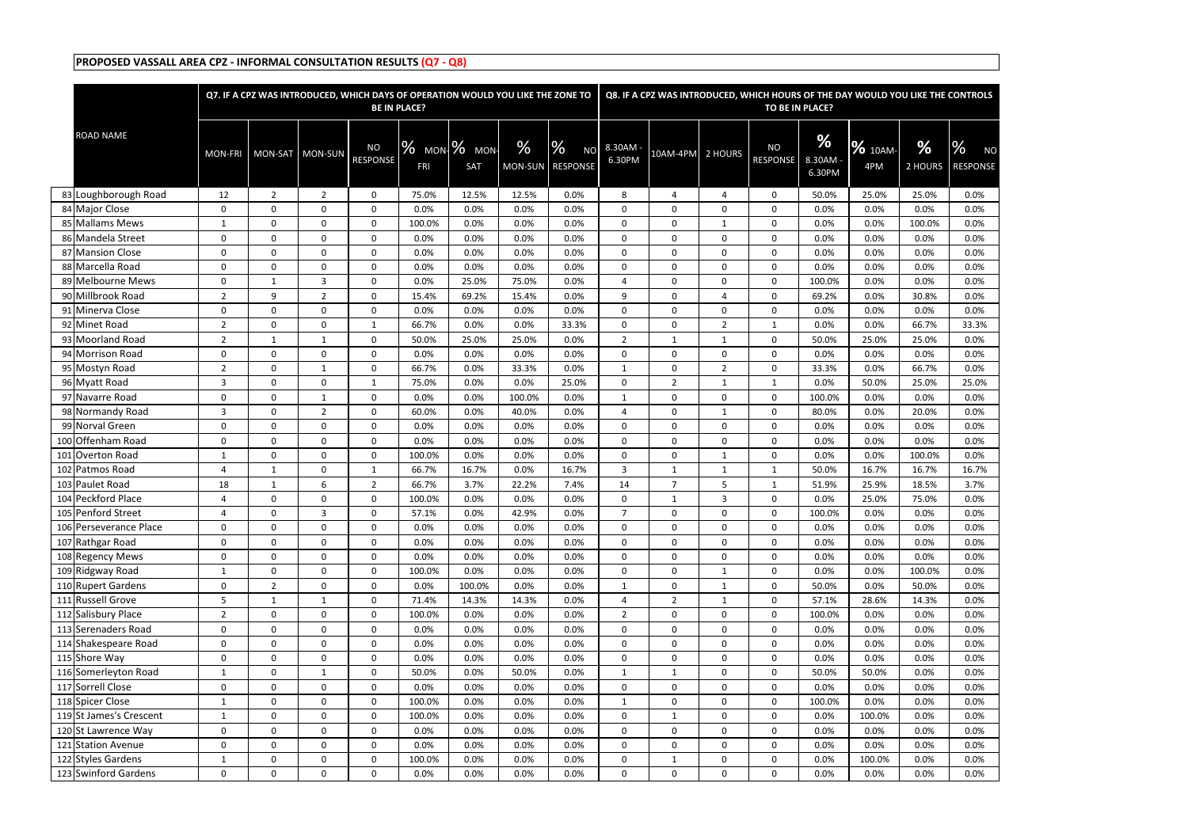## PROPOSED VASSALL AREA CPZ - INFORMAL CONSULTATION RESULTS (Q7 - Q8)

| | ROAD NAME | Q7. IF A CPZ WAS INTRODUCED, WHICH DAYS OF OPERATION WOULD YOU LIKE THE ZONE TO BE IN PLACE? | | | | | | | | Q8. IF A CPZ WAS INTRODUCED, WHICH HOURS OF THE DAY WOULD YOU LIKE THE CONTROLS TO BE IN PLACE? | | | | | | | |
|---|---|---|---|---|---|---|---|---|---|---|---|---|---|---|---|---|---|
| | | MON-FRI | MON-SAT | MON-SUN | NO RESPONSE | % MON-FRI | % MON-SAT | % MON-SUN | % NO RESPONSE | 8.30AM - 6.30PM | 10AM-4PM | 2 HOURS | NO RESPONSE | % 8.30AM - 6.30PM | % 10AM-4PM | % 2 HOURS | % NO RESPONSE |
| 83 | Loughborough Road | 12 | 2 | 2 | 0 | 75.0% | 12.5% | 12.5% | 0.0% | 8 | 4 | 4 | 0 | 50.0% | 25.0% | 25.0% | 0.0% |
| 84 | Major Close | 0 | 0 | 0 | 0 | 0.0% | 0.0% | 0.0% | 0.0% | 0 | 0 | 0 | 0 | 0.0% | 0.0% | 0.0% | 0.0% |
| 85 | Mallams Mews | 1 | 0 | 0 | 0 | 100.0% | 0.0% | 0.0% | 0.0% | 0 | 0 | 1 | 0 | 0.0% | 0.0% | 100.0% | 0.0% |
| 86 | Mandela Street | 0 | 0 | 0 | 0 | 0.0% | 0.0% | 0.0% | 0.0% | 0 | 0 | 0 | 0 | 0.0% | 0.0% | 0.0% | 0.0% |
| 87 | Mansion Close | 0 | 0 | 0 | 0 | 0.0% | 0.0% | 0.0% | 0.0% | 0 | 0 | 0 | 0 | 0.0% | 0.0% | 0.0% | 0.0% |
| 88 | Marcella Road | 0 | 0 | 0 | 0 | 0.0% | 0.0% | 0.0% | 0.0% | 0 | 0 | 0 | 0 | 0.0% | 0.0% | 0.0% | 0.0% |
| 89 | Melbourne Mews | 0 | 1 | 3 | 0 | 0.0% | 25.0% | 75.0% | 0.0% | 4 | 0 | 0 | 0 | 100.0% | 0.0% | 0.0% | 0.0% |
| 90 | Millbrook Road | 2 | 9 | 2 | 0 | 15.4% | 69.2% | 15.4% | 0.0% | 9 | 0 | 4 | 0 | 69.2% | 0.0% | 30.8% | 0.0% |
| 91 | Minerva Close | 0 | 0 | 0 | 0 | 0.0% | 0.0% | 0.0% | 0.0% | 0 | 0 | 0 | 0 | 0.0% | 0.0% | 0.0% | 0.0% |
| 92 | Minet Road | 2 | 0 | 0 | 1 | 66.7% | 0.0% | 0.0% | 33.3% | 0 | 0 | 2 | 1 | 0.0% | 0.0% | 66.7% | 33.3% |
| 93 | Moorland Road | 2 | 1 | 1 | 0 | 50.0% | 25.0% | 25.0% | 0.0% | 2 | 1 | 1 | 0 | 50.0% | 25.0% | 25.0% | 0.0% |
| 94 | Morrison Road | 0 | 0 | 0 | 0 | 0.0% | 0.0% | 0.0% | 0.0% | 0 | 0 | 0 | 0 | 0.0% | 0.0% | 0.0% | 0.0% |
| 95 | Mostyn Road | 2 | 0 | 1 | 0 | 66.7% | 0.0% | 33.3% | 0.0% | 1 | 0 | 2 | 0 | 33.3% | 0.0% | 66.7% | 0.0% |
| 96 | Myatt Road | 3 | 0 | 0 | 1 | 75.0% | 0.0% | 0.0% | 25.0% | 0 | 2 | 1 | 1 | 0.0% | 50.0% | 25.0% | 25.0% |
| 97 | Navarre Road | 0 | 0 | 1 | 0 | 0.0% | 0.0% | 100.0% | 0.0% | 1 | 0 | 0 | 0 | 100.0% | 0.0% | 0.0% | 0.0% |
| 98 | Normandy Road | 3 | 0 | 2 | 0 | 60.0% | 0.0% | 40.0% | 0.0% | 4 | 0 | 1 | 0 | 80.0% | 0.0% | 20.0% | 0.0% |
| 99 | Norval Green | 0 | 0 | 0 | 0 | 0.0% | 0.0% | 0.0% | 0.0% | 0 | 0 | 0 | 0 | 0.0% | 0.0% | 0.0% | 0.0% |
| 100 | Offenham Road | 0 | 0 | 0 | 0 | 0.0% | 0.0% | 0.0% | 0.0% | 0 | 0 | 0 | 0 | 0.0% | 0.0% | 0.0% | 0.0% |
| 101 | Overton Road | 1 | 0 | 0 | 0 | 100.0% | 0.0% | 0.0% | 0.0% | 0 | 0 | 1 | 0 | 0.0% | 0.0% | 100.0% | 0.0% |
| 102 | Patmos Road | 4 | 1 | 0 | 1 | 66.7% | 16.7% | 0.0% | 16.7% | 3 | 1 | 1 | 1 | 50.0% | 16.7% | 16.7% | 16.7% |
| 103 | Paulet Road | 18 | 1 | 6 | 2 | 66.7% | 3.7% | 22.2% | 7.4% | 14 | 7 | 5 | 1 | 51.9% | 25.9% | 18.5% | 3.7% |
| 104 | Peckford Place | 4 | 0 | 0 | 0 | 100.0% | 0.0% | 0.0% | 0.0% | 0 | 1 | 3 | 0 | 0.0% | 25.0% | 75.0% | 0.0% |
| 105 | Penford Street | 4 | 0 | 3 | 0 | 57.1% | 0.0% | 42.9% | 0.0% | 7 | 0 | 0 | 0 | 100.0% | 0.0% | 0.0% | 0.0% |
| 106 | Perseverance Place | 0 | 0 | 0 | 0 | 0.0% | 0.0% | 0.0% | 0.0% | 0 | 0 | 0 | 0 | 0.0% | 0.0% | 0.0% | 0.0% |
| 107 | Rathgar Road | 0 | 0 | 0 | 0 | 0.0% | 0.0% | 0.0% | 0.0% | 0 | 0 | 0 | 0 | 0.0% | 0.0% | 0.0% | 0.0% |
| 108 | Regency Mews | 0 | 0 | 0 | 0 | 0.0% | 0.0% | 0.0% | 0.0% | 0 | 0 | 0 | 0 | 0.0% | 0.0% | 0.0% | 0.0% |
| 109 | Ridgway Road | 1 | 0 | 0 | 0 | 100.0% | 0.0% | 0.0% | 0.0% | 0 | 0 | 1 | 0 | 0.0% | 0.0% | 100.0% | 0.0% |
| 110 | Rupert Gardens | 0 | 2 | 0 | 0 | 0.0% | 100.0% | 0.0% | 0.0% | 1 | 0 | 1 | 0 | 50.0% | 0.0% | 50.0% | 0.0% |
| 111 | Russell Grove | 5 | 1 | 1 | 0 | 71.4% | 14.3% | 14.3% | 0.0% | 4 | 2 | 1 | 0 | 57.1% | 28.6% | 14.3% | 0.0% |
| 112 | Salisbury Place | 2 | 0 | 0 | 0 | 100.0% | 0.0% | 0.0% | 0.0% | 2 | 0 | 0 | 0 | 100.0% | 0.0% | 0.0% | 0.0% |
| 113 | Serenaders Road | 0 | 0 | 0 | 0 | 0.0% | 0.0% | 0.0% | 0.0% | 0 | 0 | 0 | 0 | 0.0% | 0.0% | 0.0% | 0.0% |
| 114 | Shakespeare Road | 0 | 0 | 0 | 0 | 0.0% | 0.0% | 0.0% | 0.0% | 0 | 0 | 0 | 0 | 0.0% | 0.0% | 0.0% | 0.0% |
| 115 | Shore Way | 0 | 0 | 0 | 0 | 0.0% | 0.0% | 0.0% | 0.0% | 0 | 0 | 0 | 0 | 0.0% | 0.0% | 0.0% | 0.0% |
| 116 | Somerleyton Road | 1 | 0 | 1 | 0 | 50.0% | 0.0% | 50.0% | 0.0% | 1 | 1 | 0 | 0 | 50.0% | 50.0% | 0.0% | 0.0% |
| 117 | Sorrell Close | 0 | 0 | 0 | 0 | 0.0% | 0.0% | 0.0% | 0.0% | 0 | 0 | 0 | 0 | 0.0% | 0.0% | 0.0% | 0.0% |
| 118 | Spicer Close | 1 | 0 | 0 | 0 | 100.0% | 0.0% | 0.0% | 0.0% | 1 | 0 | 0 | 0 | 100.0% | 0.0% | 0.0% | 0.0% |
| 119 | St James's Crescent | 1 | 0 | 0 | 0 | 100.0% | 0.0% | 0.0% | 0.0% | 0 | 1 | 0 | 0 | 0.0% | 100.0% | 0.0% | 0.0% |
| 120 | St Lawrence Way | 0 | 0 | 0 | 0 | 0.0% | 0.0% | 0.0% | 0.0% | 0 | 0 | 0 | 0 | 0.0% | 0.0% | 0.0% | 0.0% |
| 121 | Station Avenue | 0 | 0 | 0 | 0 | 0.0% | 0.0% | 0.0% | 0.0% | 0 | 0 | 0 | 0 | 0.0% | 0.0% | 0.0% | 0.0% |
| 122 | Styles Gardens | 1 | 0 | 0 | 0 | 100.0% | 0.0% | 0.0% | 0.0% | 0 | 1 | 0 | 0 | 0.0% | 100.0% | 0.0% | 0.0% |
| 123 | Swinford Gardens | 0 | 0 | 0 | 0 | 0.0% | 0.0% | 0.0% | 0.0% | 0 | 0 | 0 | 0 | 0.0% | 0.0% | 0.0% | 0.0% |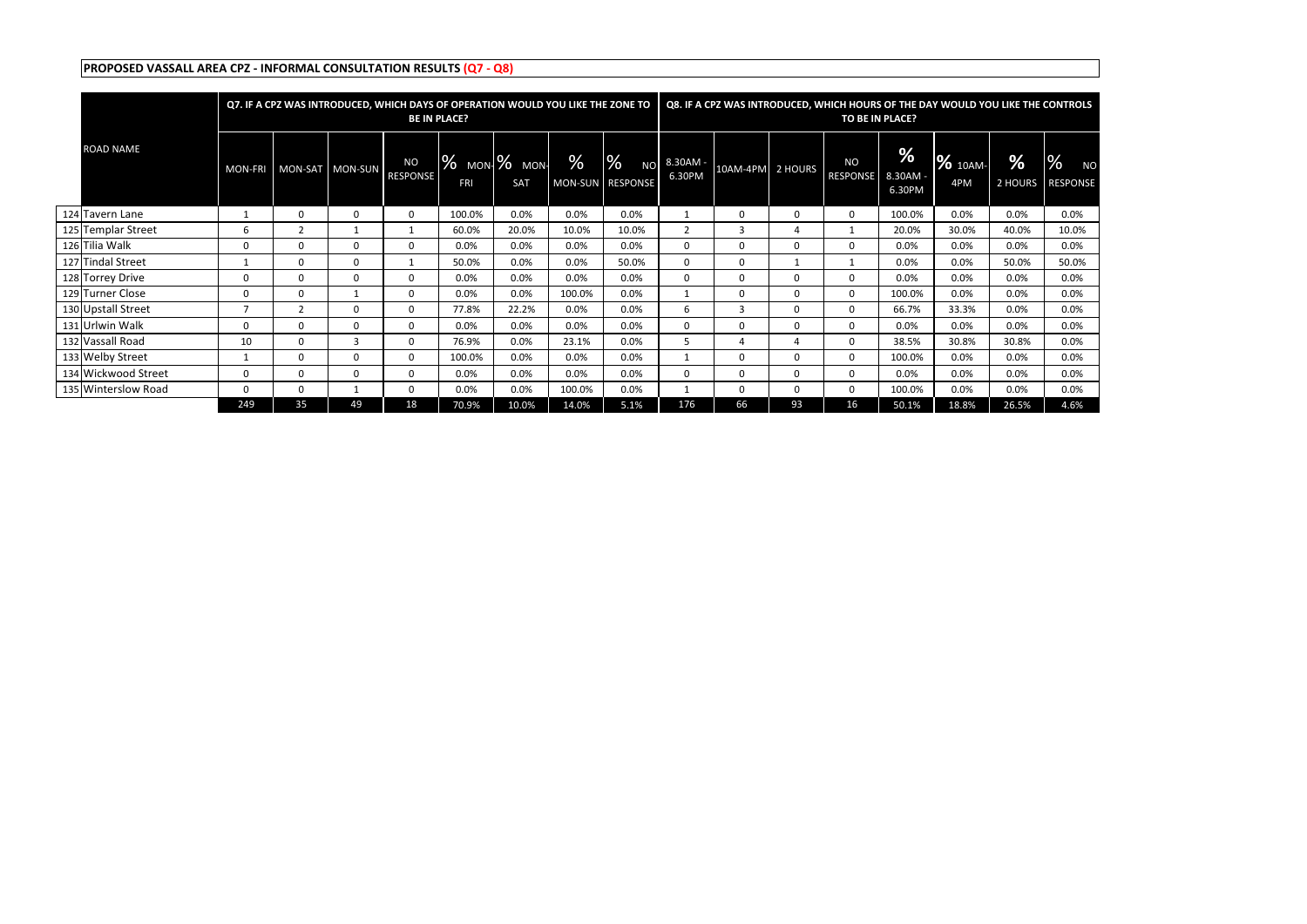## PROPOSED VASSALL AREA CPZ - INFORMAL CONSULTATION RESULTS (Q7 - Q8)

| | ROAD NAME | Q7. IF A CPZ WAS INTRODUCED, WHICH DAYS OF OPERATION WOULD YOU LIKE THE ZONE TO BE IN PLACE? | | | | | | | | Q8. IF A CPZ WAS INTRODUCED, WHICH HOURS OF THE DAY WOULD YOU LIKE THE CONTROLS TO BE IN PLACE? | | | | | | | |
|---|---|---|---|---|---|---|---|---|---|---|---|---|---|---|---|---|---|
| | | MON-FRI | MON-SAT | MON-SUN | NO RESPONSE | % MON-FRI | % MON-SAT | % MON-SUN | % NO RESPONSE | 8.30AM - 6.30PM | 10AM-4PM | 2 HOURS | NO RESPONSE | % 8.30AM - 6.30PM | % 10AM-4PM | % 2 HOURS | % NO RESPONSE |
| 124 | Tavern Lane | 1 | 0 | 0 | 0 | 100.0% | 0.0% | 0.0% | 0.0% | 1 | 0 | 0 | 0 | 100.0% | 0.0% | 0.0% | 0.0% |
| 125 | Templar Street | 6 | 2 | 1 | 1 | 60.0% | 20.0% | 10.0% | 10.0% | 2 | 3 | 4 | 1 | 20.0% | 30.0% | 40.0% | 10.0% |
| 126 | Tilia Walk | 0 | 0 | 0 | 0 | 0.0% | 0.0% | 0.0% | 0.0% | 0 | 0 | 0 | 0 | 0.0% | 0.0% | 0.0% | 0.0% |
| 127 | Tindal Street | 1 | 0 | 0 | 1 | 50.0% | 0.0% | 0.0% | 50.0% | 0 | 0 | 1 | 1 | 0.0% | 0.0% | 50.0% | 50.0% |
| 128 | Torrey Drive | 0 | 0 | 0 | 0 | 0.0% | 0.0% | 0.0% | 0.0% | 0 | 0 | 0 | 0 | 0.0% | 0.0% | 0.0% | 0.0% |
| 129 | Turner Close | 0 | 0 | 1 | 0 | 0.0% | 0.0% | 100.0% | 0.0% | 1 | 0 | 0 | 0 | 100.0% | 0.0% | 0.0% | 0.0% |
| 130 | Upstall Street | 7 | 2 | 0 | 0 | 77.8% | 22.2% | 0.0% | 0.0% | 6 | 3 | 0 | 0 | 66.7% | 33.3% | 0.0% | 0.0% |
| 131 | Urlwin Walk | 0 | 0 | 0 | 0 | 0.0% | 0.0% | 0.0% | 0.0% | 0 | 0 | 0 | 0 | 0.0% | 0.0% | 0.0% | 0.0% |
| 132 | Vassall Road | 10 | 0 | 3 | 0 | 76.9% | 0.0% | 23.1% | 0.0% | 5 | 4 | 4 | 0 | 38.5% | 30.8% | 30.8% | 0.0% |
| 133 | Welby Street | 1 | 0 | 0 | 0 | 100.0% | 0.0% | 0.0% | 0.0% | 1 | 0 | 0 | 0 | 100.0% | 0.0% | 0.0% | 0.0% |
| 134 | Wickwood Street | 0 | 0 | 0 | 0 | 0.0% | 0.0% | 0.0% | 0.0% | 0 | 0 | 0 | 0 | 0.0% | 0.0% | 0.0% | 0.0% |
| 135 | Winterslow Road | 0 | 0 | 1 | 0 | 0.0% | 0.0% | 100.0% | 0.0% | 1 | 0 | 0 | 0 | 100.0% | 0.0% | 0.0% | 0.0% |
| | | 249 | 35 | 49 | 18 | 70.9% | 10.0% | 14.0% | 5.1% | 176 | 66 | 93 | 16 | 50.1% | 18.8% | 26.5% | 4.6% |